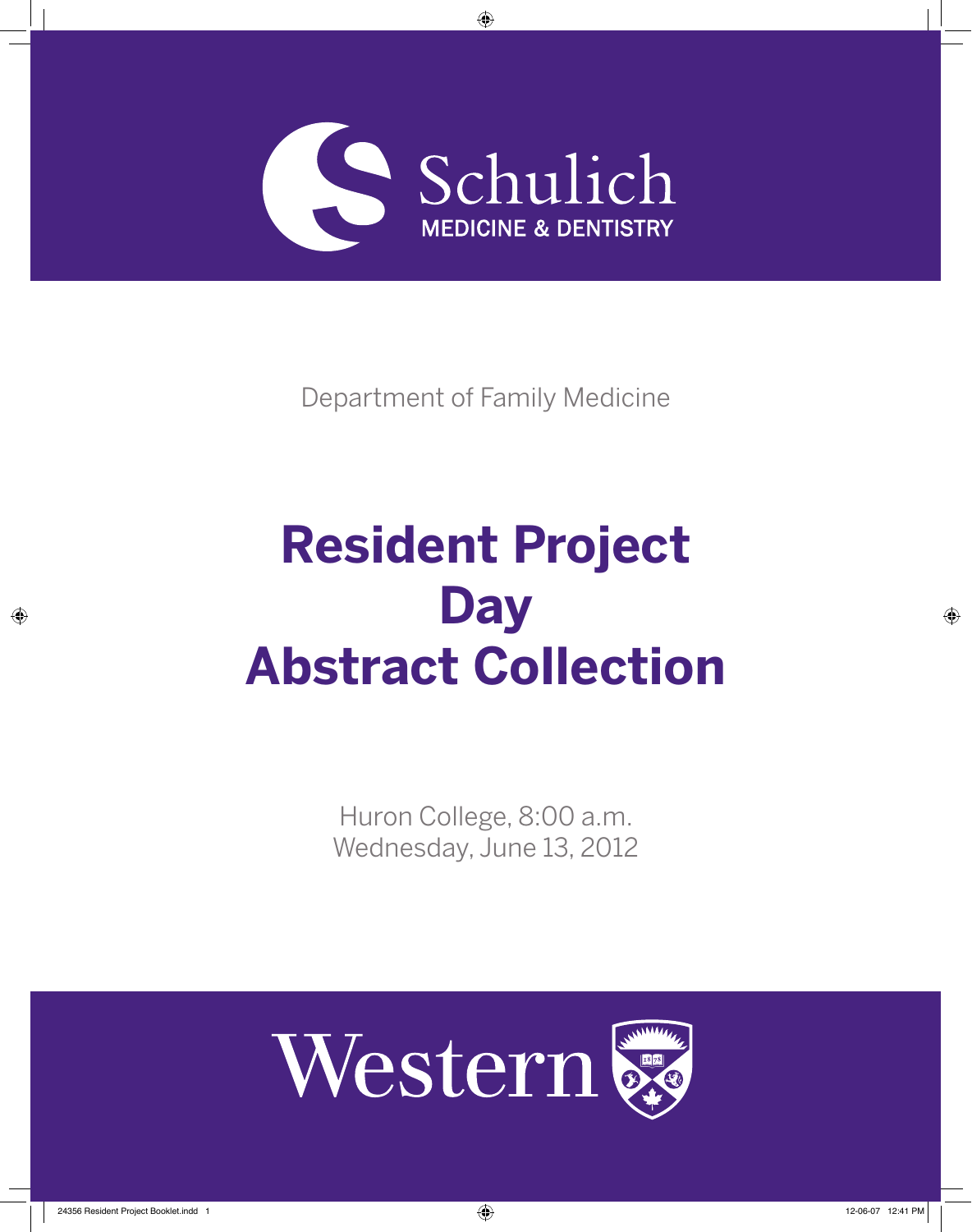Schulich

MEDICINE & DENTISTRY

Department of Family Medicine

# Resident Project Day Abstract Collection

Huron College, 8:00 a.m.
Wednesday, June 13, 2012

Western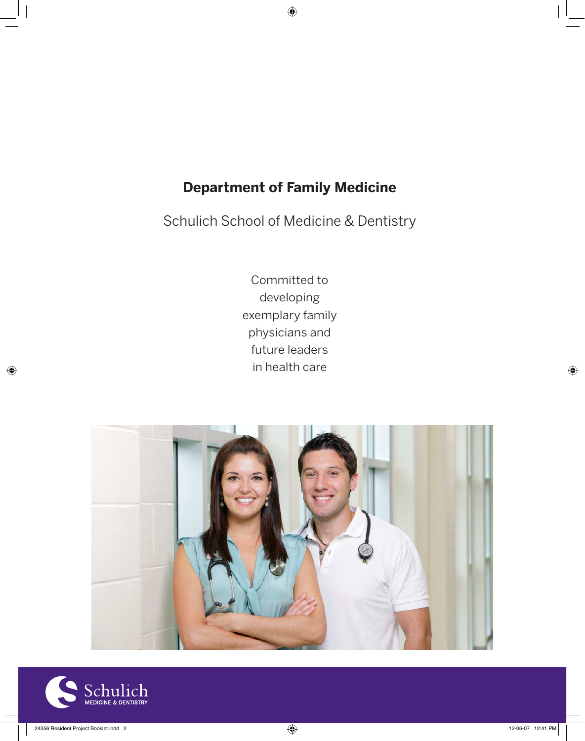**Department of Family Medicine**

Schulich School of Medicine & Dentistry

Committed to developing exemplary family physicians and future leaders in health care

Schulich
MEDICINE & DENTISTRY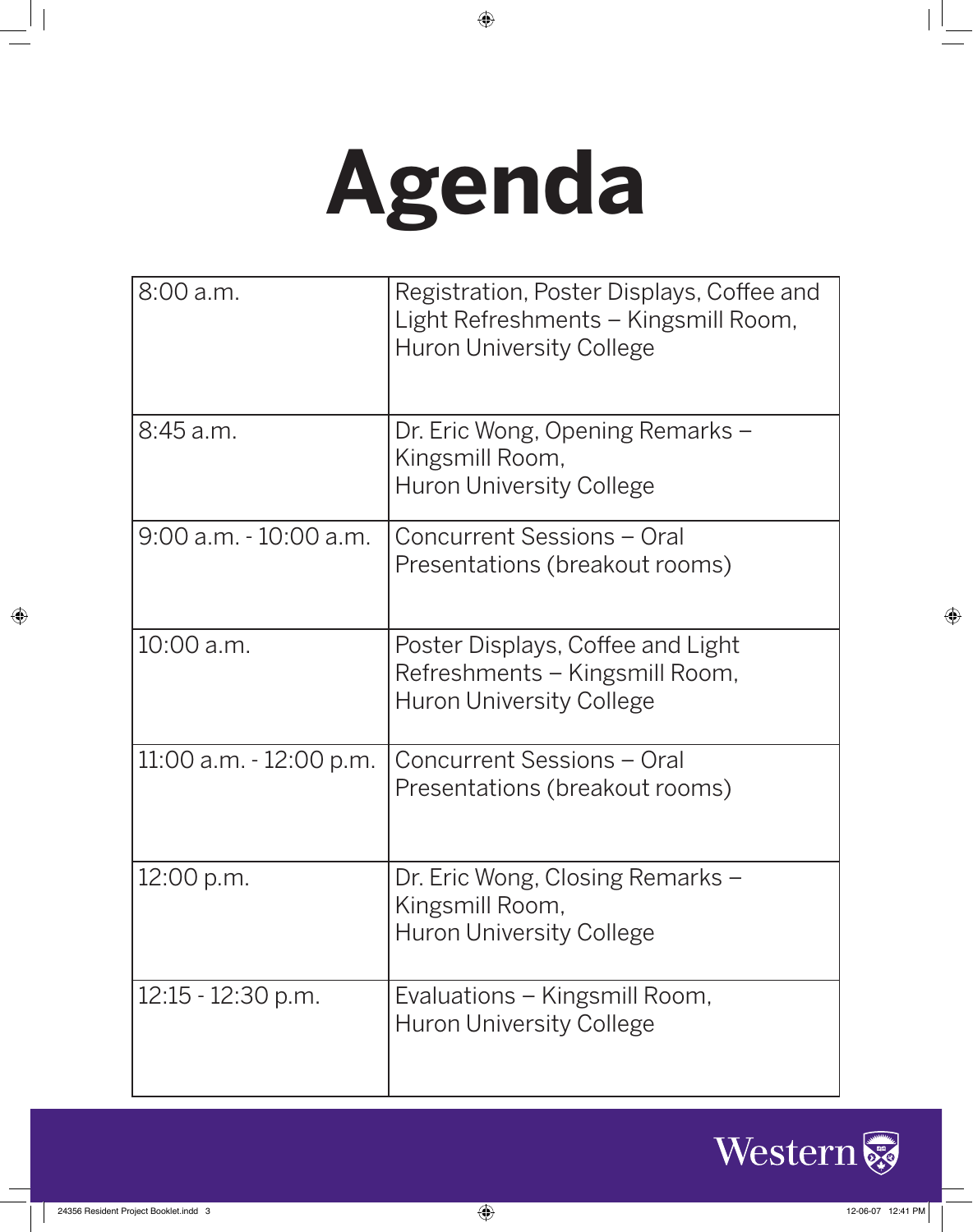# Agenda

| | |
|---|---|
| 8:00 a.m. | Registration, Poster Displays, Coffee and Light Refreshments – Kingsmill Room, Huron University College |
| 8:45 a.m. | Dr. Eric Wong, Opening Remarks – Kingsmill Room, Huron University College |
| 9:00 a.m. - 10:00 a.m. | Concurrent Sessions – Oral Presentations (breakout rooms) |
| 10:00 a.m. | Poster Displays, Coffee and Light Refreshments – Kingsmill Room, Huron University College |
| 11:00 a.m. - 12:00 p.m. | Concurrent Sessions – Oral Presentations (breakout rooms) |
| 12:00 p.m. | Dr. Eric Wong, Closing Remarks – Kingsmill Room, Huron University College |
| 12:15 - 12:30 p.m. | Evaluations – Kingsmill Room, Huron University College |

Western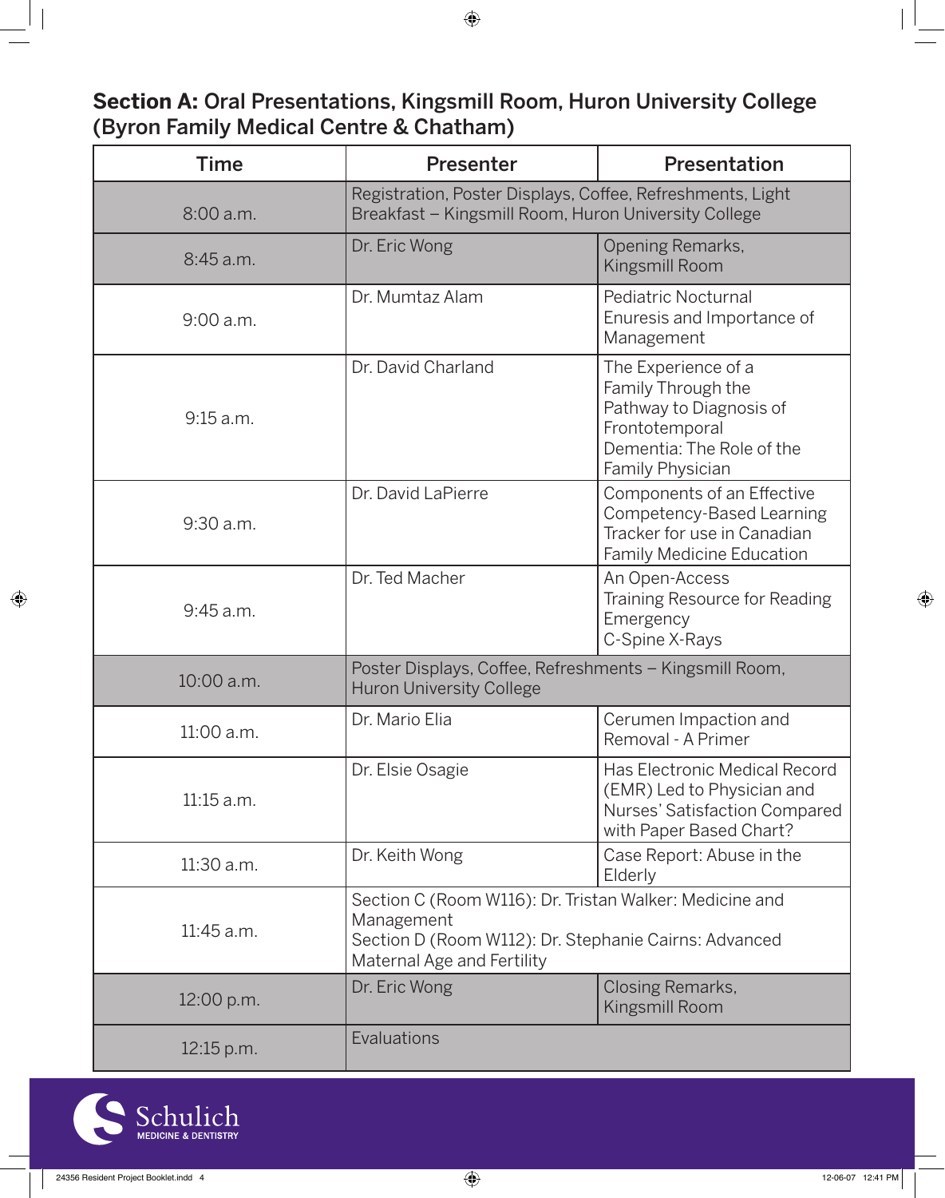## **Section A:** Oral Presentations, Kingsmill Room, Huron University College (Byron Family Medical Centre & Chatham)

| Time | Presenter | Presentation |
|---|---|---|
| 8:00 a.m. | Registration, Poster Displays, Coffee, Refreshments, Light Breakfast – Kingsmill Room, Huron University College | |
| 8:45 a.m. | Dr. Eric Wong | Opening Remarks, Kingsmill Room |
| 9:00 a.m. | Dr. Mumtaz Alam | Pediatric Nocturnal Enuresis and Importance of Management |
| 9:15 a.m. | Dr. David Charland | The Experience of a Family Through the Pathway to Diagnosis of Frontotemporal Dementia: The Role of the Family Physician |
| 9:30 a.m. | Dr. David LaPierre | Components of an Effective Competency-Based Learning Tracker for use in Canadian Family Medicine Education |
| 9:45 a.m. | Dr. Ted Macher | An Open-Access Training Resource for Reading Emergency C-Spine X-Rays |
| 10:00 a.m. | Poster Displays, Coffee, Refreshments – Kingsmill Room, Huron University College | |
| 11:00 a.m. | Dr. Mario Elia | Cerumen Impaction and Removal - A Primer |
| 11:15 a.m. | Dr. Elsie Osagie | Has Electronic Medical Record (EMR) Led to Physician and Nurses' Satisfaction Compared with Paper Based Chart? |
| 11:30 a.m. | Dr. Keith Wong | Case Report: Abuse in the Elderly |
| 11:45 a.m. | Section C (Room W116): Dr. Tristan Walker: Medicine and Management<br>Section D (Room W112): Dr. Stephanie Cairns: Advanced Maternal Age and Fertility | |
| 12:00 p.m. | Dr. Eric Wong | Closing Remarks, Kingsmill Room |
| 12:15 p.m. | Evaluations | |

Schulich MEDICINE & DENTISTRY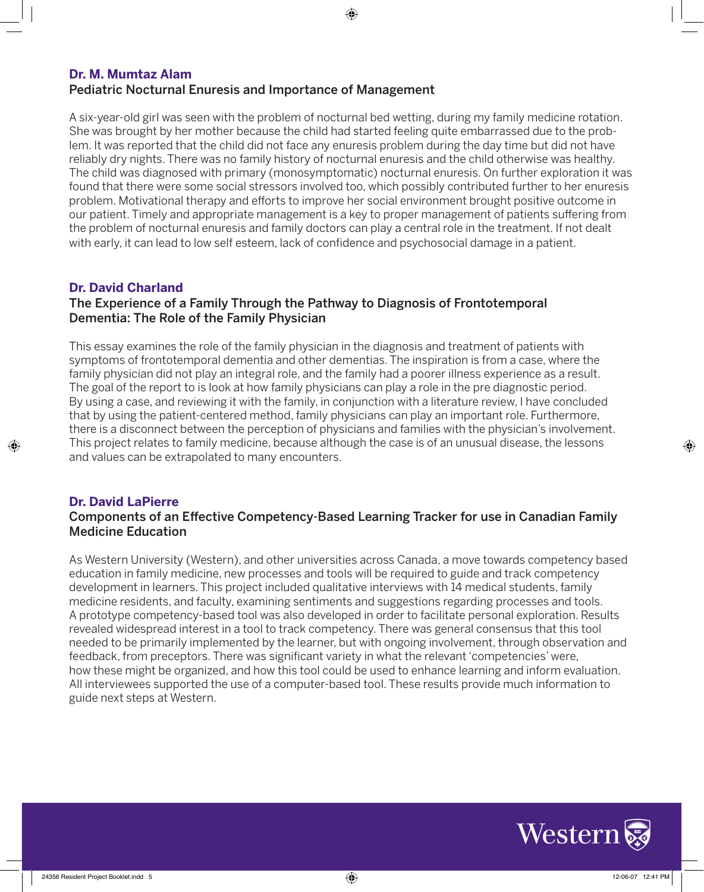## Dr. M. Mumtaz Alam

### Pediatric Nocturnal Enuresis and Importance of Management

A six-year-old girl was seen with the problem of nocturnal bed wetting, during my family medicine rotation. She was brought by her mother because the child had started feeling quite embarrassed due to the problem. It was reported that the child did not face any enuresis problem during the day time but did not have reliably dry nights. There was no family history of nocturnal enuresis and the child otherwise was healthy. The child was diagnosed with primary (monosymptomatic) nocturnal enuresis. On further exploration it was found that there were some social stressors involved too, which possibly contributed further to her enuresis problem. Motivational therapy and efforts to improve her social environment brought positive outcome in our patient. Timely and appropriate management is a key to proper management of patients suffering from the problem of nocturnal enuresis and family doctors can play a central role in the treatment. If not dealt with early, it can lead to low self esteem, lack of confidence and psychosocial damage in a patient.

## Dr. David Charland

### The Experience of a Family Through the Pathway to Diagnosis of Frontotemporal Dementia: The Role of the Family Physician

This essay examines the role of the family physician in the diagnosis and treatment of patients with symptoms of frontotemporal dementia and other dementias. The inspiration is from a case, where the family physician did not play an integral role, and the family had a poorer illness experience as a result. The goal of the report to is look at how family physicians can play a role in the pre diagnostic period. By using a case, and reviewing it with the family, in conjunction with a literature review, I have concluded that by using the patient-centered method, family physicians can play an important role. Furthermore, there is a disconnect between the perception of physicians and families with the physician's involvement. This project relates to family medicine, because although the case is of an unusual disease, the lessons and values can be extrapolated to many encounters.

## Dr. David LaPierre

### Components of an Effective Competency-Based Learning Tracker for use in Canadian Family Medicine Education

As Western University (Western), and other universities across Canada, a move towards competency based education in family medicine, new processes and tools will be required to guide and track competency development in learners. This project included qualitative interviews with 14 medical students, family medicine residents, and faculty, examining sentiments and suggestions regarding processes and tools. A prototype competency-based tool was also developed in order to facilitate personal exploration. Results revealed widespread interest in a tool to track competency. There was general consensus that this tool needed to be primarily implemented by the learner, but with ongoing involvement, through observation and feedback, from preceptors. There was significant variety in what the relevant 'competencies' were, how these might be organized, and how this tool could be used to enhance learning and inform evaluation. All interviewees supported the use of a computer-based tool. These results provide much information to guide next steps at Western.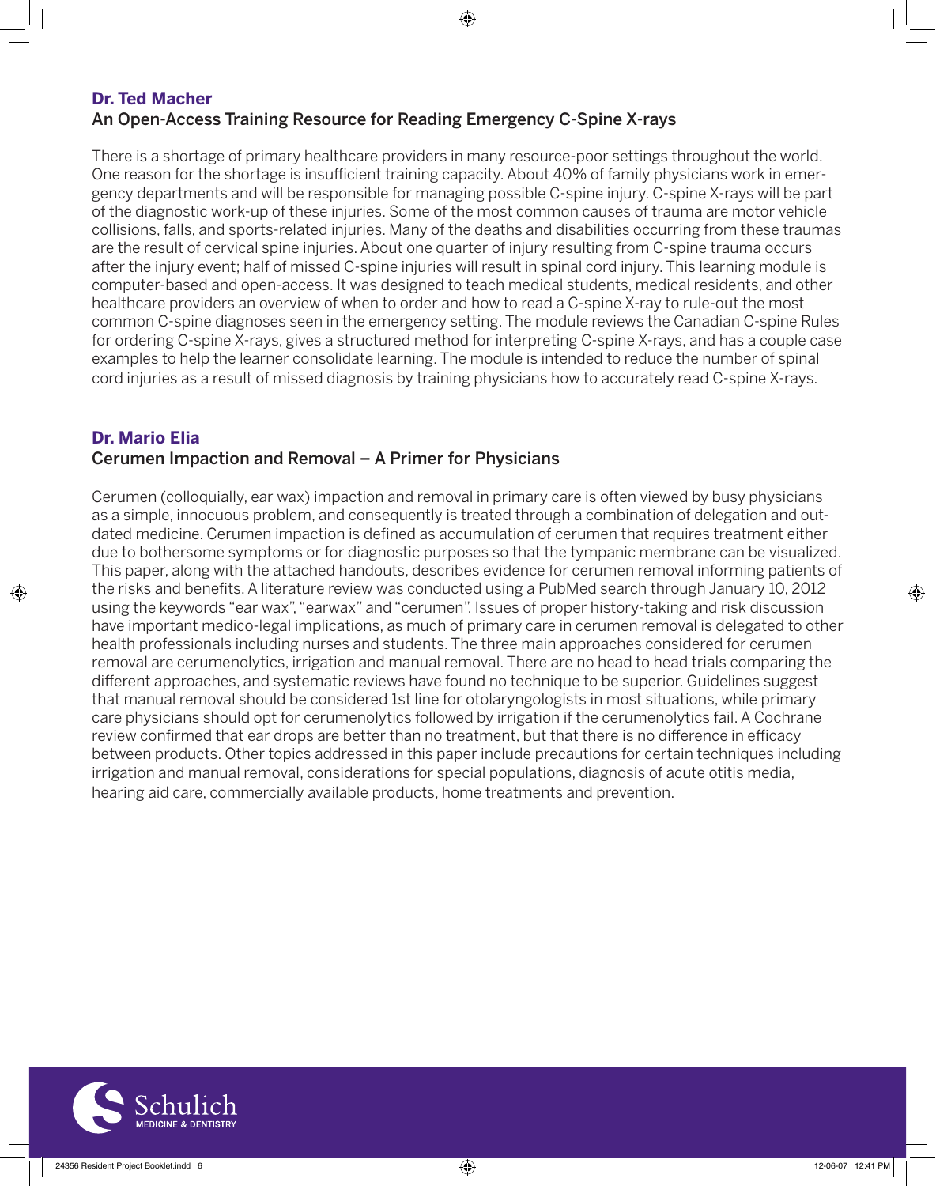### Dr. Ted Macher

**An Open-Access Training Resource for Reading Emergency C-Spine X-rays**

There is a shortage of primary healthcare providers in many resource-poor settings throughout the world. One reason for the shortage is insufficient training capacity. About 40% of family physicians work in emergency departments and will be responsible for managing possible C-spine injury. C-spine X-rays will be part of the diagnostic work-up of these injuries. Some of the most common causes of trauma are motor vehicle collisions, falls, and sports-related injuries. Many of the deaths and disabilities occurring from these traumas are the result of cervical spine injuries. About one quarter of injury resulting from C-spine trauma occurs after the injury event; half of missed C-spine injuries will result in spinal cord injury. This learning module is computer-based and open-access. It was designed to teach medical students, medical residents, and other healthcare providers an overview of when to order and how to read a C-spine X-ray to rule-out the most common C-spine diagnoses seen in the emergency setting. The module reviews the Canadian C-spine Rules for ordering C-spine X-rays, gives a structured method for interpreting C-spine X-rays, and has a couple case examples to help the learner consolidate learning. The module is intended to reduce the number of spinal cord injuries as a result of missed diagnosis by training physicians how to accurately read C-spine X-rays.

### Dr. Mario Elia

**Cerumen Impaction and Removal – A Primer for Physicians**

Cerumen (colloquially, ear wax) impaction and removal in primary care is often viewed by busy physicians as a simple, innocuous problem, and consequently is treated through a combination of delegation and outdated medicine. Cerumen impaction is defined as accumulation of cerumen that requires treatment either due to bothersome symptoms or for diagnostic purposes so that the tympanic membrane can be visualized. This paper, along with the attached handouts, describes evidence for cerumen removal informing patients of the risks and benefits. A literature review was conducted using a PubMed search through January 10, 2012 using the keywords "ear wax", "earwax" and "cerumen". Issues of proper history-taking and risk discussion have important medico-legal implications, as much of primary care in cerumen removal is delegated to other health professionals including nurses and students. The three main approaches considered for cerumen removal are cerumenolytics, irrigation and manual removal. There are no head to head trials comparing the different approaches, and systematic reviews have found no technique to be superior. Guidelines suggest that manual removal should be considered 1st line for otolaryngologists in most situations, while primary care physicians should opt for cerumenolytics followed by irrigation if the cerumenolytics fail. A Cochrane review confirmed that ear drops are better than no treatment, but that there is no difference in efficacy between products. Other topics addressed in this paper include precautions for certain techniques including irrigation and manual removal, considerations for special populations, diagnosis of acute otitis media, hearing aid care, commercially available products, home treatments and prevention.

Schulich MEDICINE & DENTISTRY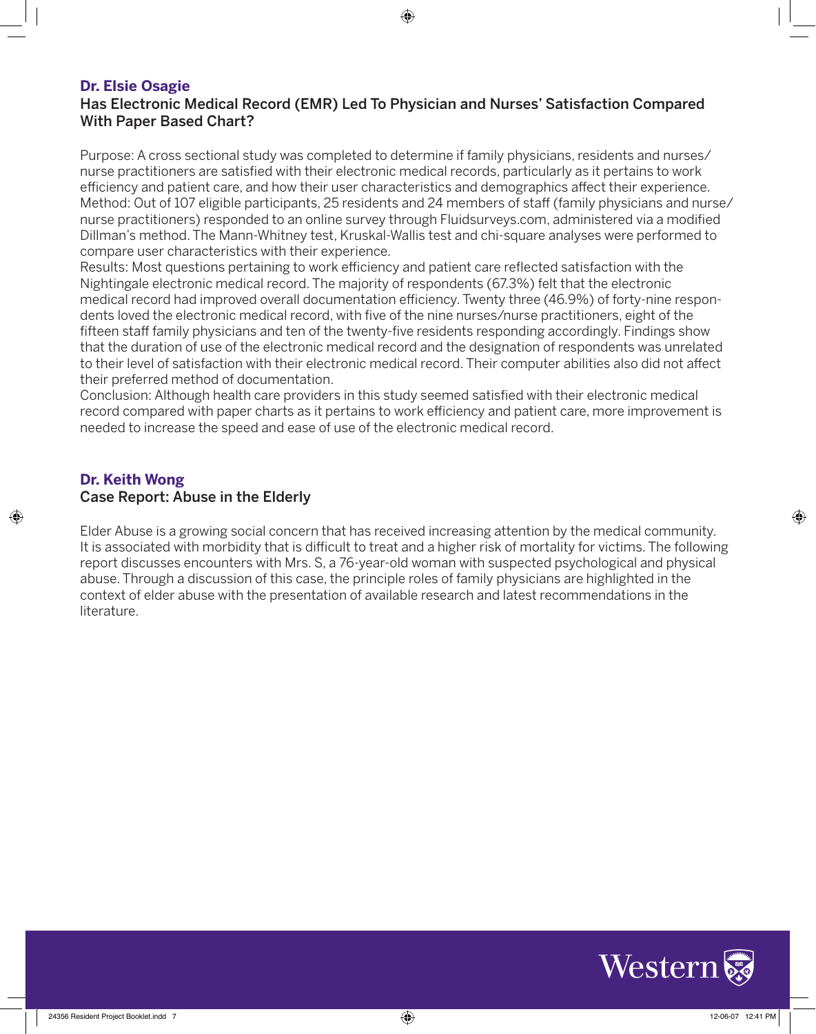**Dr. Elsie Osagie**

### Has Electronic Medical Record (EMR) Led To Physician and Nurses' Satisfaction Compared With Paper Based Chart?

Purpose: A cross sectional study was completed to determine if family physicians, residents and nurses/ nurse practitioners are satisfied with their electronic medical records, particularly as it pertains to work efficiency and patient care, and how their user characteristics and demographics affect their experience.
Method: Out of 107 eligible participants, 25 residents and 24 members of staff (family physicians and nurse/ nurse practitioners) responded to an online survey through Fluidsurveys.com, administered via a modified Dillman's method. The Mann-Whitney test, Kruskal-Wallis test and chi-square analyses were performed to compare user characteristics with their experience.
Results: Most questions pertaining to work efficiency and patient care reflected satisfaction with the Nightingale electronic medical record. The majority of respondents (67.3%) felt that the electronic medical record had improved overall documentation efficiency. Twenty three (46.9%) of forty-nine respondents loved the electronic medical record, with five of the nine nurses/nurse practitioners, eight of the fifteen staff family physicians and ten of the twenty-five residents responding accordingly. Findings show that the duration of use of the electronic medical record and the designation of respondents was unrelated to their level of satisfaction with their electronic medical record. Their computer abilities also did not affect their preferred method of documentation.
Conclusion: Although health care providers in this study seemed satisfied with their electronic medical record compared with paper charts as it pertains to work efficiency and patient care, more improvement is needed to increase the speed and ease of use of the electronic medical record.

**Dr. Keith Wong**

### Case Report: Abuse in the Elderly

Elder Abuse is a growing social concern that has received increasing attention by the medical community. It is associated with morbidity that is difficult to treat and a higher risk of mortality for victims. The following report discusses encounters with Mrs. S, a 76-year-old woman with suspected psychological and physical abuse. Through a discussion of this case, the principle roles of family physicians are highlighted in the context of elder abuse with the presentation of available research and latest recommendations in the literature.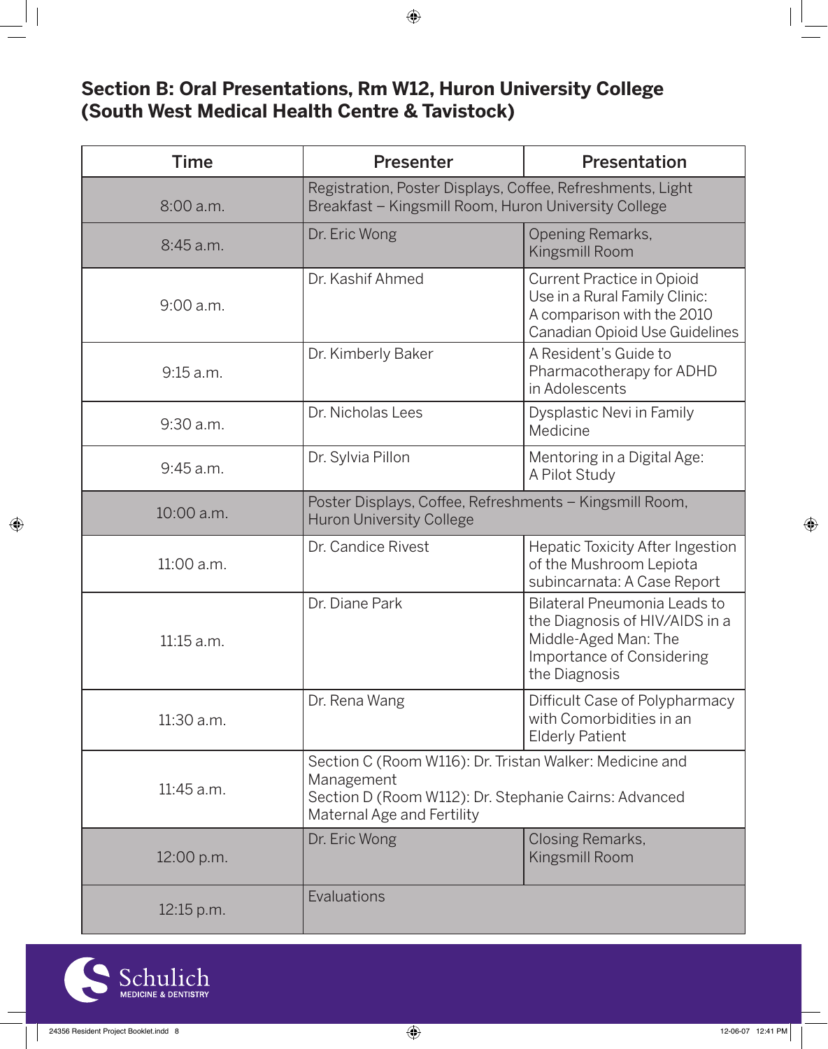## Section B: Oral Presentations, Rm W12, Huron University College (South West Medical Health Centre & Tavistock)

| Time | Presenter | Presentation |
| --- | --- | --- |
| 8:00 a.m. | Registration, Poster Displays, Coffee, Refreshments, Light Breakfast – Kingsmill Room, Huron University College | |
| 8:45 a.m. | Dr. Eric Wong | Opening Remarks, Kingsmill Room |
| 9:00 a.m. | Dr. Kashif Ahmed | Current Practice in Opioid Use in a Rural Family Clinic: A comparison with the 2010 Canadian Opioid Use Guidelines |
| 9:15 a.m. | Dr. Kimberly Baker | A Resident's Guide to Pharmacotherapy for ADHD in Adolescents |
| 9:30 a.m. | Dr. Nicholas Lees | Dysplastic Nevi in Family Medicine |
| 9:45 a.m. | Dr. Sylvia Pillon | Mentoring in a Digital Age: A Pilot Study |
| 10:00 a.m. | Poster Displays, Coffee, Refreshments – Kingsmill Room, Huron University College | |
| 11:00 a.m. | Dr. Candice Rivest | Hepatic Toxicity After Ingestion of the Mushroom Lepiota subincarnata: A Case Report |
| 11:15 a.m. | Dr. Diane Park | Bilateral Pneumonia Leads to the Diagnosis of HIV/AIDS in a Middle-Aged Man: The Importance of Considering the Diagnosis |
| 11:30 a.m. | Dr. Rena Wang | Difficult Case of Polypharmacy with Comorbidities in an Elderly Patient |
| 11:45 a.m. | Section C (Room W116): Dr. Tristan Walker: Medicine and Management<br>Section D (Room W112): Dr. Stephanie Cairns: Advanced Maternal Age and Fertility | |
| 12:00 p.m. | Dr. Eric Wong | Closing Remarks, Kingsmill Room |
| 12:15 p.m. | Evaluations | |

Schulich MEDICINE & DENTISTRY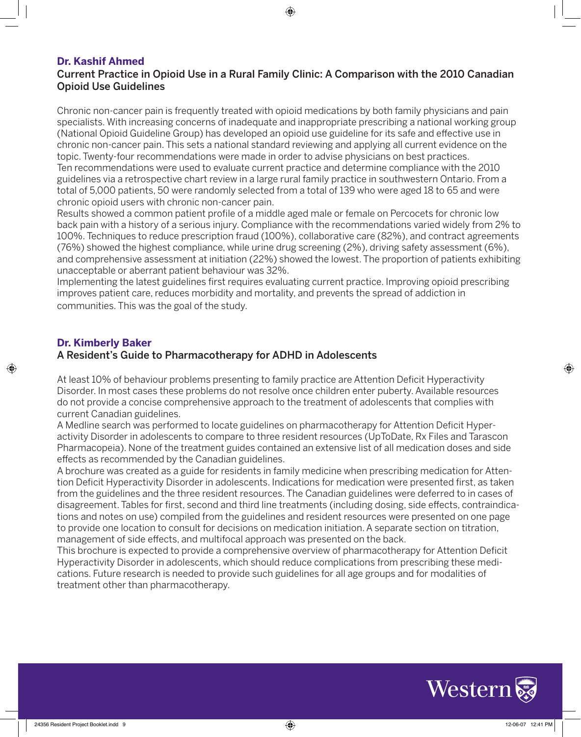**Dr. Kashif Ahmed**

## Current Practice in Opioid Use in a Rural Family Clinic: A Comparison with the 2010 Canadian Opioid Use Guidelines

Chronic non-cancer pain is frequently treated with opioid medications by both family physicians and pain specialists. With increasing concerns of inadequate and inappropriate prescribing a national working group (National Opioid Guideline Group) has developed an opioid use guideline for its safe and effective use in chronic non-cancer pain. This sets a national standard reviewing and applying all current evidence on the topic. Twenty-four recommendations were made in order to advise physicians on best practices.
Ten recommendations were used to evaluate current practice and determine compliance with the 2010 guidelines via a retrospective chart review in a large rural family practice in southwestern Ontario. From a total of 5,000 patients, 50 were randomly selected from a total of 139 who were aged 18 to 65 and were chronic opioid users with chronic non-cancer pain.
Results showed a common patient profile of a middle aged male or female on Percocets for chronic low back pain with a history of a serious injury. Compliance with the recommendations varied widely from 2% to 100%. Techniques to reduce prescription fraud (100%), collaborative care (82%), and contract agreements (76%) showed the highest compliance, while urine drug screening (2%), driving safety assessment (6%), and comprehensive assessment at initiation (22%) showed the lowest. The proportion of patients exhibiting unacceptable or aberrant patient behaviour was 32%.
Implementing the latest guidelines first requires evaluating current practice. Improving opioid prescribing improves patient care, reduces morbidity and mortality, and prevents the spread of addiction in communities. This was the goal of the study.

**Dr. Kimberly Baker**

## A Resident's Guide to Pharmacotherapy for ADHD in Adolescents

At least 10% of behaviour problems presenting to family practice are Attention Deficit Hyperactivity Disorder. In most cases these problems do not resolve once children enter puberty. Available resources do not provide a concise comprehensive approach to the treatment of adolescents that complies with current Canadian guidelines.
A Medline search was performed to locate guidelines on pharmacotherapy for Attention Deficit Hyperactivity Disorder in adolescents to compare to three resident resources (UpToDate, Rx Files and Tarascon Pharmacopeia). None of the treatment guides contained an extensive list of all medication doses and side effects as recommended by the Canadian guidelines.
A brochure was created as a guide for residents in family medicine when prescribing medication for Attention Deficit Hyperactivity Disorder in adolescents. Indications for medication were presented first, as taken from the guidelines and the three resident resources. The Canadian guidelines were deferred to in cases of disagreement. Tables for first, second and third line treatments (including dosing, side effects, contraindications and notes on use) compiled from the guidelines and resident resources were presented on one page to provide one location to consult for decisions on medication initiation. A separate section on titration, management of side effects, and multifocal approach was presented on the back.
This brochure is expected to provide a comprehensive overview of pharmacotherapy for Attention Deficit Hyperactivity Disorder in adolescents, which should reduce complications from prescribing these medications. Future research is needed to provide such guidelines for all age groups and for modalities of treatment other than pharmacotherapy.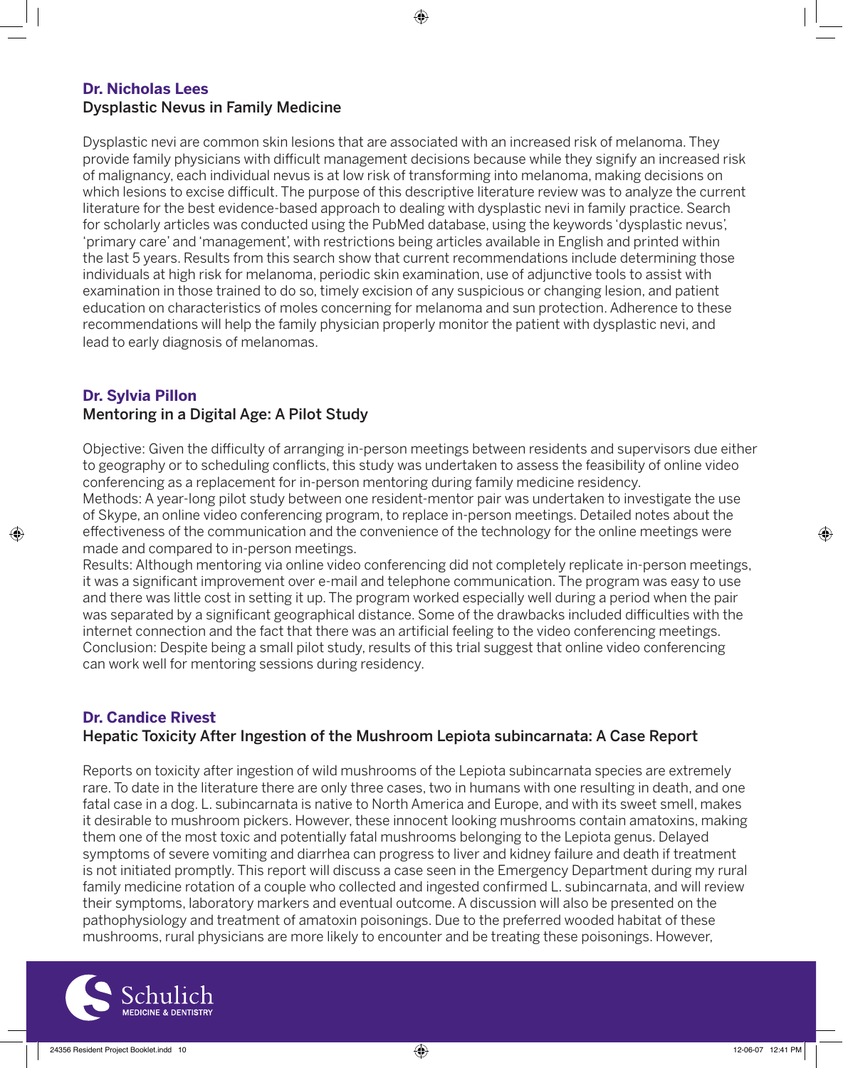### Dr. Nicholas Lees

#### Dysplastic Nevus in Family Medicine

Dysplastic nevi are common skin lesions that are associated with an increased risk of melanoma. They provide family physicians with difficult management decisions because while they signify an increased risk of malignancy, each individual nevus is at low risk of transforming into melanoma, making decisions on which lesions to excise difficult. The purpose of this descriptive literature review was to analyze the current literature for the best evidence-based approach to dealing with dysplastic nevi in family practice. Search for scholarly articles was conducted using the PubMed database, using the keywords 'dysplastic nevus', 'primary care' and 'management', with restrictions being articles available in English and printed within the last 5 years. Results from this search show that current recommendations include determining those individuals at high risk for melanoma, periodic skin examination, use of adjunctive tools to assist with examination in those trained to do so, timely excision of any suspicious or changing lesion, and patient education on characteristics of moles concerning for melanoma and sun protection. Adherence to these recommendations will help the family physician properly monitor the patient with dysplastic nevi, and lead to early diagnosis of melanomas.

### Dr. Sylvia Pillon

#### Mentoring in a Digital Age: A Pilot Study

Objective: Given the difficulty of arranging in-person meetings between residents and supervisors due either to geography or to scheduling conflicts, this study was undertaken to assess the feasibility of online video conferencing as a replacement for in-person mentoring during family medicine residency.
Methods: A year-long pilot study between one resident-mentor pair was undertaken to investigate the use of Skype, an online video conferencing program, to replace in-person meetings. Detailed notes about the effectiveness of the communication and the convenience of the technology for the online meetings were made and compared to in-person meetings.
Results: Although mentoring via online video conferencing did not completely replicate in-person meetings, it was a significant improvement over e-mail and telephone communication. The program was easy to use and there was little cost in setting it up. The program worked especially well during a period when the pair was separated by a significant geographical distance. Some of the drawbacks included difficulties with the internet connection and the fact that there was an artificial feeling to the video conferencing meetings.
Conclusion: Despite being a small pilot study, results of this trial suggest that online video conferencing can work well for mentoring sessions during residency.

### Dr. Candice Rivest

#### Hepatic Toxicity After Ingestion of the Mushroom Lepiota subincarnata: A Case Report

Reports on toxicity after ingestion of wild mushrooms of the Lepiota subincarnata species are extremely rare. To date in the literature there are only three cases, two in humans with one resulting in death, and one fatal case in a dog. L. subincarnata is native to North America and Europe, and with its sweet smell, makes it desirable to mushroom pickers. However, these innocent looking mushrooms contain amatoxins, making them one of the most toxic and potentially fatal mushrooms belonging to the Lepiota genus. Delayed symptoms of severe vomiting and diarrhea can progress to liver and kidney failure and death if treatment is not initiated promptly. This report will discuss a case seen in the Emergency Department during my rural family medicine rotation of a couple who collected and ingested confirmed L. subincarnata, and will review their symptoms, laboratory markers and eventual outcome. A discussion will also be presented on the pathophysiology and treatment of amatoxin poisonings. Due to the preferred wooded habitat of these mushrooms, rural physicians are more likely to encounter and be treating these poisonings. However,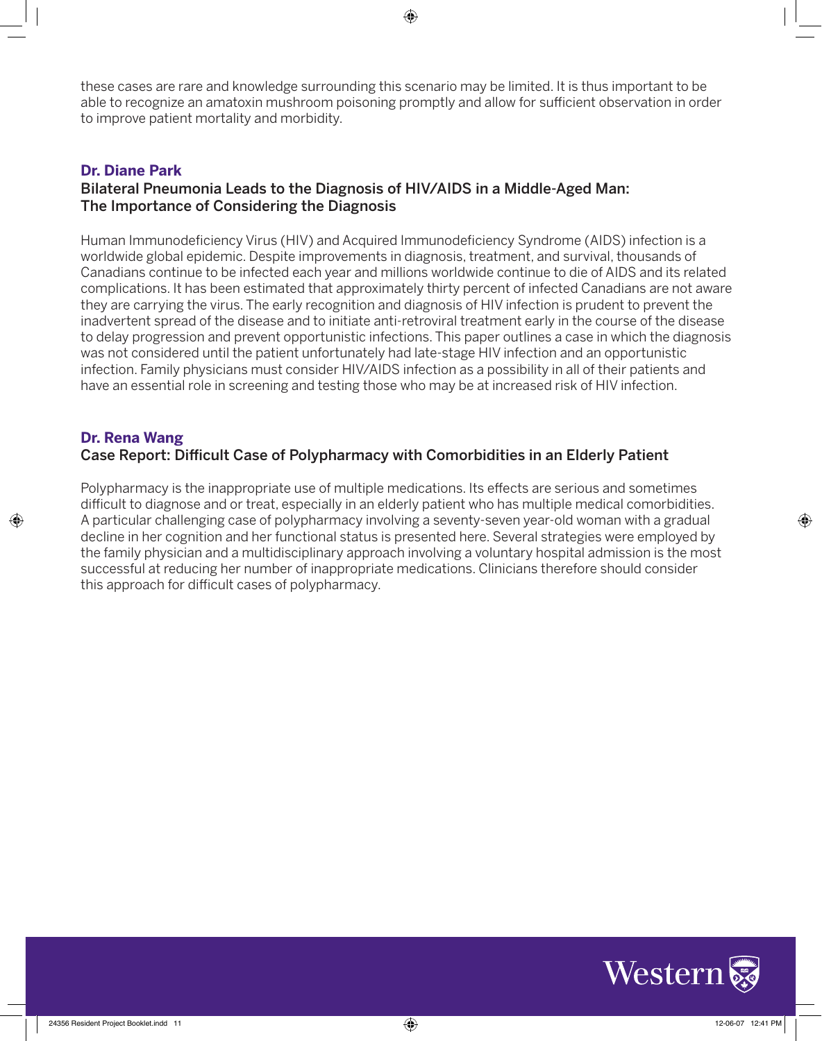these cases are rare and knowledge surrounding this scenario may be limited. It is thus important to be able to recognize an amatoxin mushroom poisoning promptly and allow for sufficient observation in order to improve patient mortality and morbidity.

### Dr. Diane Park

#### Bilateral Pneumonia Leads to the Diagnosis of HIV/AIDS in a Middle-Aged Man: The Importance of Considering the Diagnosis

Human Immunodeficiency Virus (HIV) and Acquired Immunodeficiency Syndrome (AIDS) infection is a worldwide global epidemic. Despite improvements in diagnosis, treatment, and survival, thousands of Canadians continue to be infected each year and millions worldwide continue to die of AIDS and its related complications. It has been estimated that approximately thirty percent of infected Canadians are not aware they are carrying the virus. The early recognition and diagnosis of HIV infection is prudent to prevent the inadvertent spread of the disease and to initiate anti-retroviral treatment early in the course of the disease to delay progression and prevent opportunistic infections. This paper outlines a case in which the diagnosis was not considered until the patient unfortunately had late-stage HIV infection and an opportunistic infection. Family physicians must consider HIV/AIDS infection as a possibility in all of their patients and have an essential role in screening and testing those who may be at increased risk of HIV infection.

### Dr. Rena Wang

#### Case Report: Difficult Case of Polypharmacy with Comorbidities in an Elderly Patient

Polypharmacy is the inappropriate use of multiple medications. Its effects are serious and sometimes difficult to diagnose and or treat, especially in an elderly patient who has multiple medical comorbidities. A particular challenging case of polypharmacy involving a seventy-seven year-old woman with a gradual decline in her cognition and her functional status is presented here. Several strategies were employed by the family physician and a multidisciplinary approach involving a voluntary hospital admission is the most successful at reducing her number of inappropriate medications. Clinicians therefore should consider this approach for difficult cases of polypharmacy.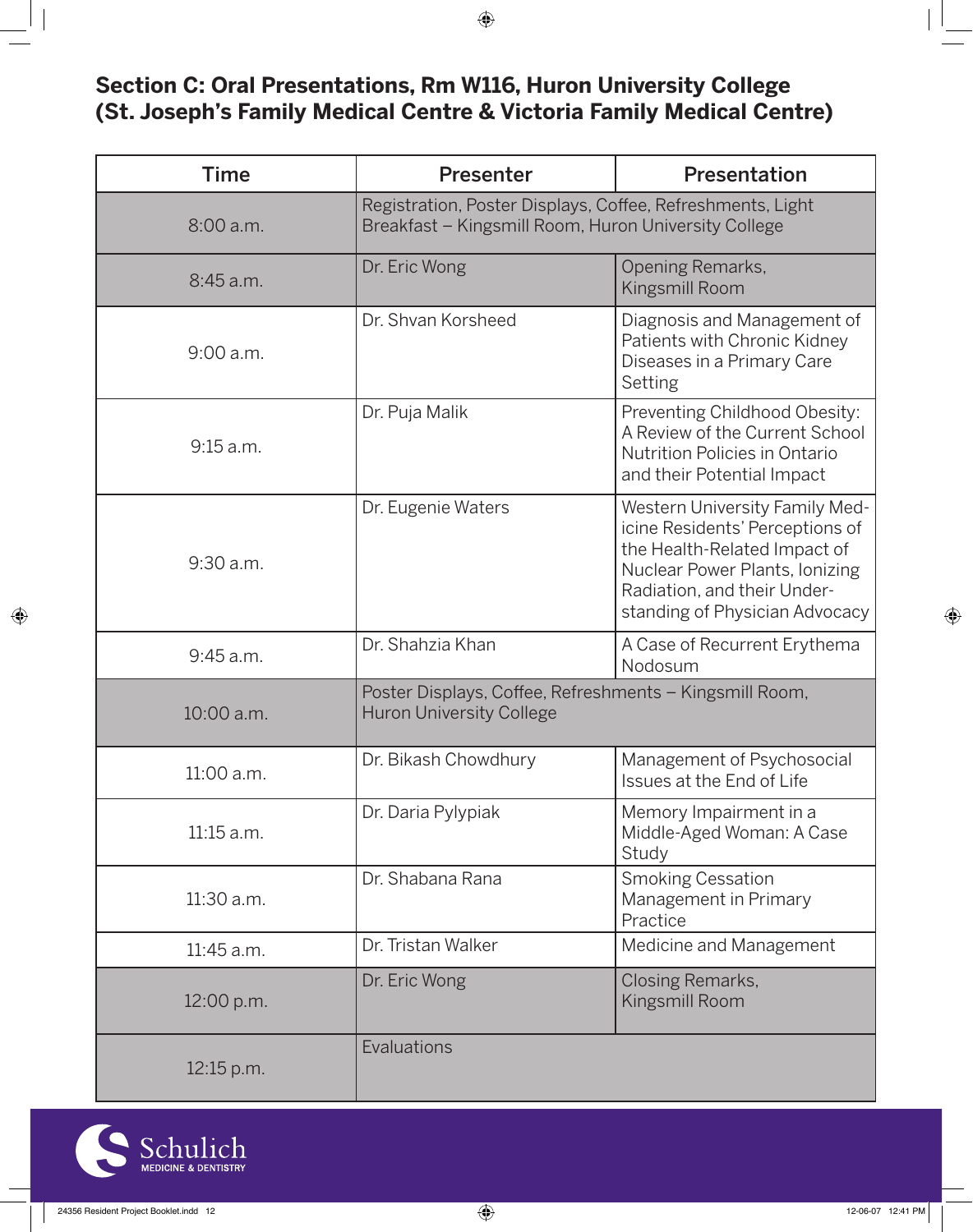## Section C: Oral Presentations, Rm W116, Huron University College (St. Joseph's Family Medical Centre & Victoria Family Medical Centre)

| Time | Presenter | Presentation |
|---|---|---|
| 8:00 a.m. | Registration, Poster Displays, Coffee, Refreshments, Light Breakfast – Kingsmill Room, Huron University College | |
| 8:45 a.m. | Dr. Eric Wong | Opening Remarks, Kingsmill Room |
| 9:00 a.m. | Dr. Shvan Korsheed | Diagnosis and Management of Patients with Chronic Kidney Diseases in a Primary Care Setting |
| 9:15 a.m. | Dr. Puja Malik | Preventing Childhood Obesity: A Review of the Current School Nutrition Policies in Ontario and their Potential Impact |
| 9:30 a.m. | Dr. Eugenie Waters | Western University Family Medicine Residents' Perceptions of the Health-Related Impact of Nuclear Power Plants, Ionizing Radiation, and their Understanding of Physician Advocacy |
| 9:45 a.m. | Dr. Shahzia Khan | A Case of Recurrent Erythema Nodosum |
| 10:00 a.m. | Poster Displays, Coffee, Refreshments – Kingsmill Room, Huron University College | |
| 11:00 a.m. | Dr. Bikash Chowdhury | Management of Psychosocial Issues at the End of Life |
| 11:15 a.m. | Dr. Daria Pylypiak | Memory Impairment in a Middle-Aged Woman: A Case Study |
| 11:30 a.m. | Dr. Shabana Rana | Smoking Cessation Management in Primary Practice |
| 11:45 a.m. | Dr. Tristan Walker | Medicine and Management |
| 12:00 p.m. | Dr. Eric Wong | Closing Remarks, Kingsmill Room |
| 12:15 p.m. | Evaluations | |

Schulich MEDICINE & DENTISTRY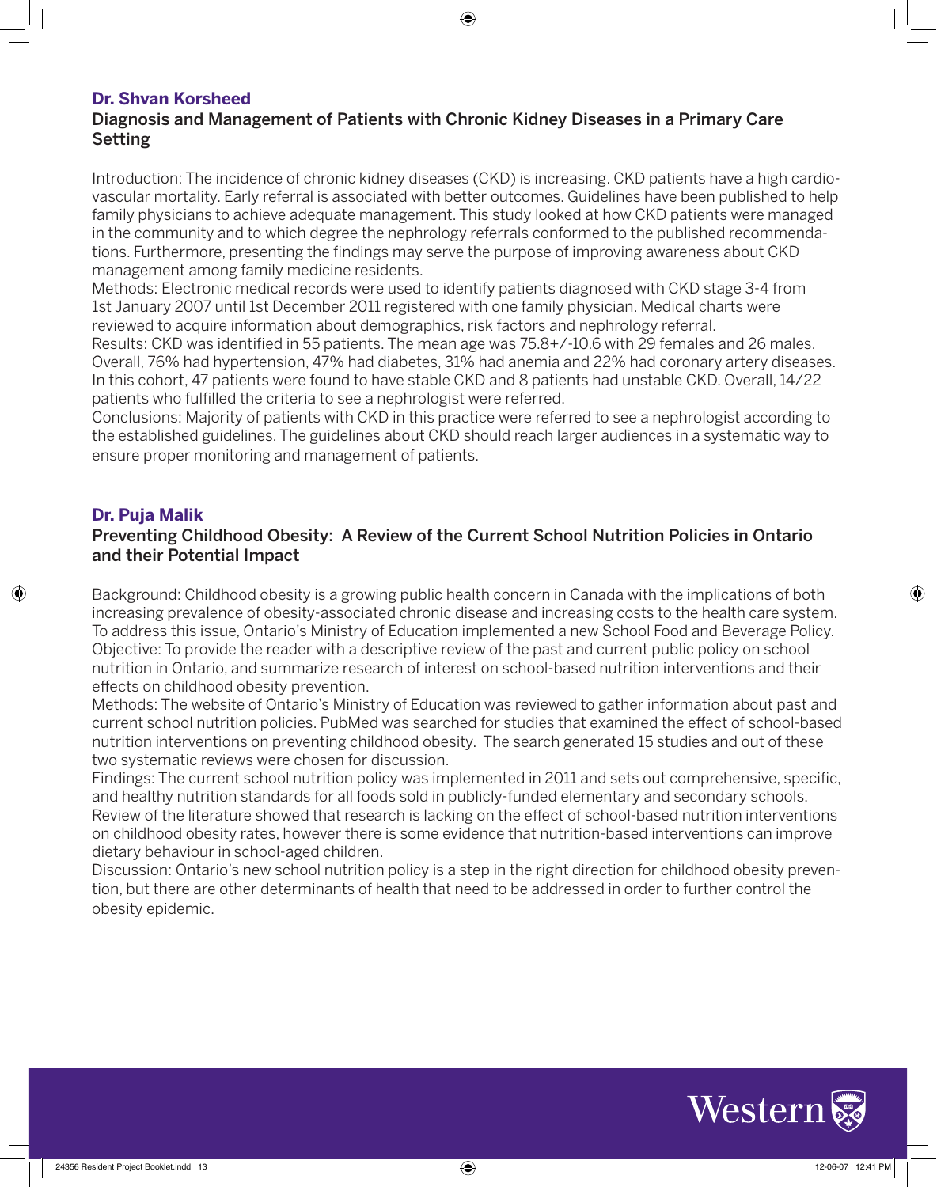**Dr. Shvan Korsheed**

## Diagnosis and Management of Patients with Chronic Kidney Diseases in a Primary Care Setting

Introduction: The incidence of chronic kidney diseases (CKD) is increasing. CKD patients have a high cardiovascular mortality. Early referral is associated with better outcomes. Guidelines have been published to help family physicians to achieve adequate management. This study looked at how CKD patients were managed in the community and to which degree the nephrology referrals conformed to the published recommendations. Furthermore, presenting the findings may serve the purpose of improving awareness about CKD management among family medicine residents.

Methods: Electronic medical records were used to identify patients diagnosed with CKD stage 3-4 from 1st January 2007 until 1st December 2011 registered with one family physician. Medical charts were reviewed to acquire information about demographics, risk factors and nephrology referral.

Results: CKD was identified in 55 patients. The mean age was 75.8+/-10.6 with 29 females and 26 males. Overall, 76% had hypertension, 47% had diabetes, 31% had anemia and 22% had coronary artery diseases. In this cohort, 47 patients were found to have stable CKD and 8 patients had unstable CKD. Overall, 14/22 patients who fulfilled the criteria to see a nephrologist were referred.

Conclusions: Majority of patients with CKD in this practice were referred to see a nephrologist according to the established guidelines. The guidelines about CKD should reach larger audiences in a systematic way to ensure proper monitoring and management of patients.

**Dr. Puja Malik**

## Preventing Childhood Obesity: A Review of the Current School Nutrition Policies in Ontario and their Potential Impact

Background: Childhood obesity is a growing public health concern in Canada with the implications of both increasing prevalence of obesity-associated chronic disease and increasing costs to the health care system. To address this issue, Ontario's Ministry of Education implemented a new School Food and Beverage Policy.

Objective: To provide the reader with a descriptive review of the past and current public policy on school nutrition in Ontario, and summarize research of interest on school-based nutrition interventions and their effects on childhood obesity prevention.

Methods: The website of Ontario's Ministry of Education was reviewed to gather information about past and current school nutrition policies. PubMed was searched for studies that examined the effect of school-based nutrition interventions on preventing childhood obesity. The search generated 15 studies and out of these two systematic reviews were chosen for discussion.

Findings: The current school nutrition policy was implemented in 2011 and sets out comprehensive, specific, and healthy nutrition standards for all foods sold in publicly-funded elementary and secondary schools. Review of the literature showed that research is lacking on the effect of school-based nutrition interventions on childhood obesity rates, however there is some evidence that nutrition-based interventions can improve dietary behaviour in school-aged children.

Discussion: Ontario's new school nutrition policy is a step in the right direction for childhood obesity prevention, but there are other determinants of health that need to be addressed in order to further control the obesity epidemic.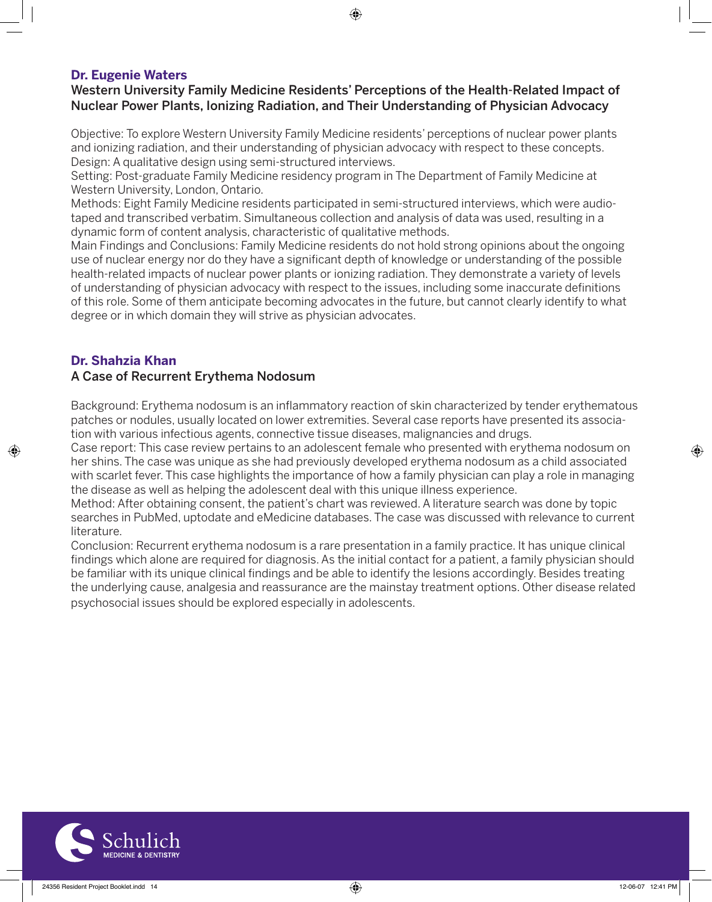## Dr. Eugenie Waters

### Western University Family Medicine Residents' Perceptions of the Health-Related Impact of Nuclear Power Plants, Ionizing Radiation, and Their Understanding of Physician Advocacy

Objective: To explore Western University Family Medicine residents' perceptions of nuclear power plants and ionizing radiation, and their understanding of physician advocacy with respect to these concepts.
Design: A qualitative design using semi-structured interviews.
Setting: Post-graduate Family Medicine residency program in The Department of Family Medicine at Western University, London, Ontario.
Methods: Eight Family Medicine residents participated in semi-structured interviews, which were audio-taped and transcribed verbatim. Simultaneous collection and analysis of data was used, resulting in a dynamic form of content analysis, characteristic of qualitative methods.
Main Findings and Conclusions: Family Medicine residents do not hold strong opinions about the ongoing use of nuclear energy nor do they have a significant depth of knowledge or understanding of the possible health-related impacts of nuclear power plants or ionizing radiation. They demonstrate a variety of levels of understanding of physician advocacy with respect to the issues, including some inaccurate definitions of this role. Some of them anticipate becoming advocates in the future, but cannot clearly identify to what degree or in which domain they will strive as physician advocates.

## Dr. Shahzia Khan

### A Case of Recurrent Erythema Nodosum

Background: Erythema nodosum is an inflammatory reaction of skin characterized by tender erythematous patches or nodules, usually located on lower extremities. Several case reports have presented its association with various infectious agents, connective tissue diseases, malignancies and drugs.
Case report: This case review pertains to an adolescent female who presented with erythema nodosum on her shins. The case was unique as she had previously developed erythema nodosum as a child associated with scarlet fever. This case highlights the importance of how a family physician can play a role in managing the disease as well as helping the adolescent deal with this unique illness experience.
Method: After obtaining consent, the patient's chart was reviewed. A literature search was done by topic searches in PubMed, uptodate and eMedicine databases. The case was discussed with relevance to current literature.
Conclusion: Recurrent erythema nodosum is a rare presentation in a family practice. It has unique clinical findings which alone are required for diagnosis. As the initial contact for a patient, a family physician should be familiar with its unique clinical findings and be able to identify the lesions accordingly. Besides treating the underlying cause, analgesia and reassurance are the mainstay treatment options. Other disease related psychosocial issues should be explored especially in adolescents.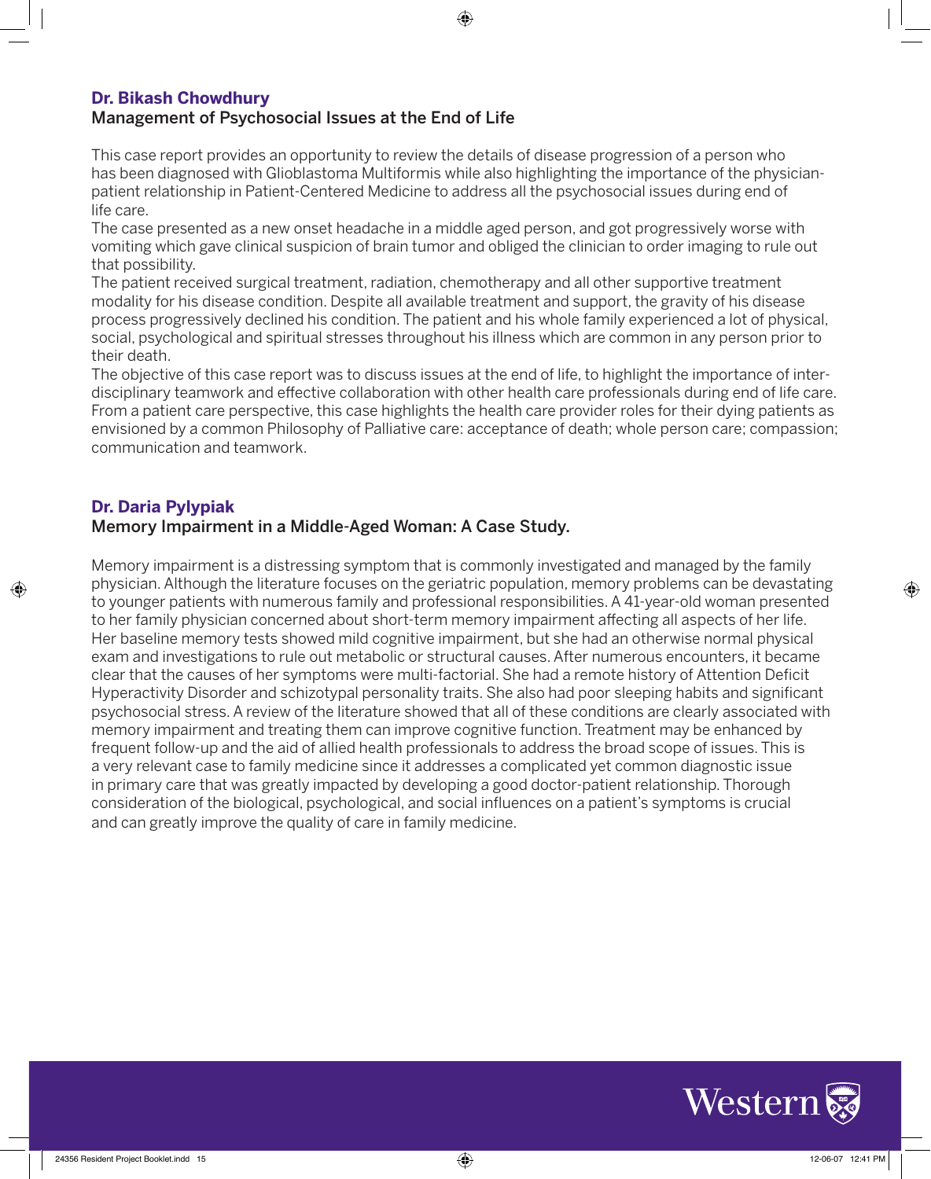### Dr. Bikash Chowdhury

#### Management of Psychosocial Issues at the End of Life

This case report provides an opportunity to review the details of disease progression of a person who has been diagnosed with Glioblastoma Multiformis while also highlighting the importance of the physician-patient relationship in Patient-Centered Medicine to address all the psychosocial issues during end of life care.

The case presented as a new onset headache in a middle aged person, and got progressively worse with vomiting which gave clinical suspicion of brain tumor and obliged the clinician to order imaging to rule out that possibility.

The patient received surgical treatment, radiation, chemotherapy and all other supportive treatment modality for his disease condition. Despite all available treatment and support, the gravity of his disease process progressively declined his condition. The patient and his whole family experienced a lot of physical, social, psychological and spiritual stresses throughout his illness which are common in any person prior to their death.

The objective of this case report was to discuss issues at the end of life, to highlight the importance of inter-disciplinary teamwork and effective collaboration with other health care professionals during end of life care. From a patient care perspective, this case highlights the health care provider roles for their dying patients as envisioned by a common Philosophy of Palliative care: acceptance of death; whole person care; compassion; communication and teamwork.

### Dr. Daria Pylypiak

#### Memory Impairment in a Middle-Aged Woman: A Case Study.

Memory impairment is a distressing symptom that is commonly investigated and managed by the family physician. Although the literature focuses on the geriatric population, memory problems can be devastating to younger patients with numerous family and professional responsibilities. A 41-year-old woman presented to her family physician concerned about short-term memory impairment affecting all aspects of her life. Her baseline memory tests showed mild cognitive impairment, but she had an otherwise normal physical exam and investigations to rule out metabolic or structural causes. After numerous encounters, it became clear that the causes of her symptoms were multi-factorial. She had a remote history of Attention Deficit Hyperactivity Disorder and schizotypal personality traits. She also had poor sleeping habits and significant psychosocial stress. A review of the literature showed that all of these conditions are clearly associated with memory impairment and treating them can improve cognitive function. Treatment may be enhanced by frequent follow-up and the aid of allied health professionals to address the broad scope of issues. This is a very relevant case to family medicine since it addresses a complicated yet common diagnostic issue in primary care that was greatly impacted by developing a good doctor-patient relationship. Thorough consideration of the biological, psychological, and social influences on a patient's symptoms is crucial and can greatly improve the quality of care in family medicine.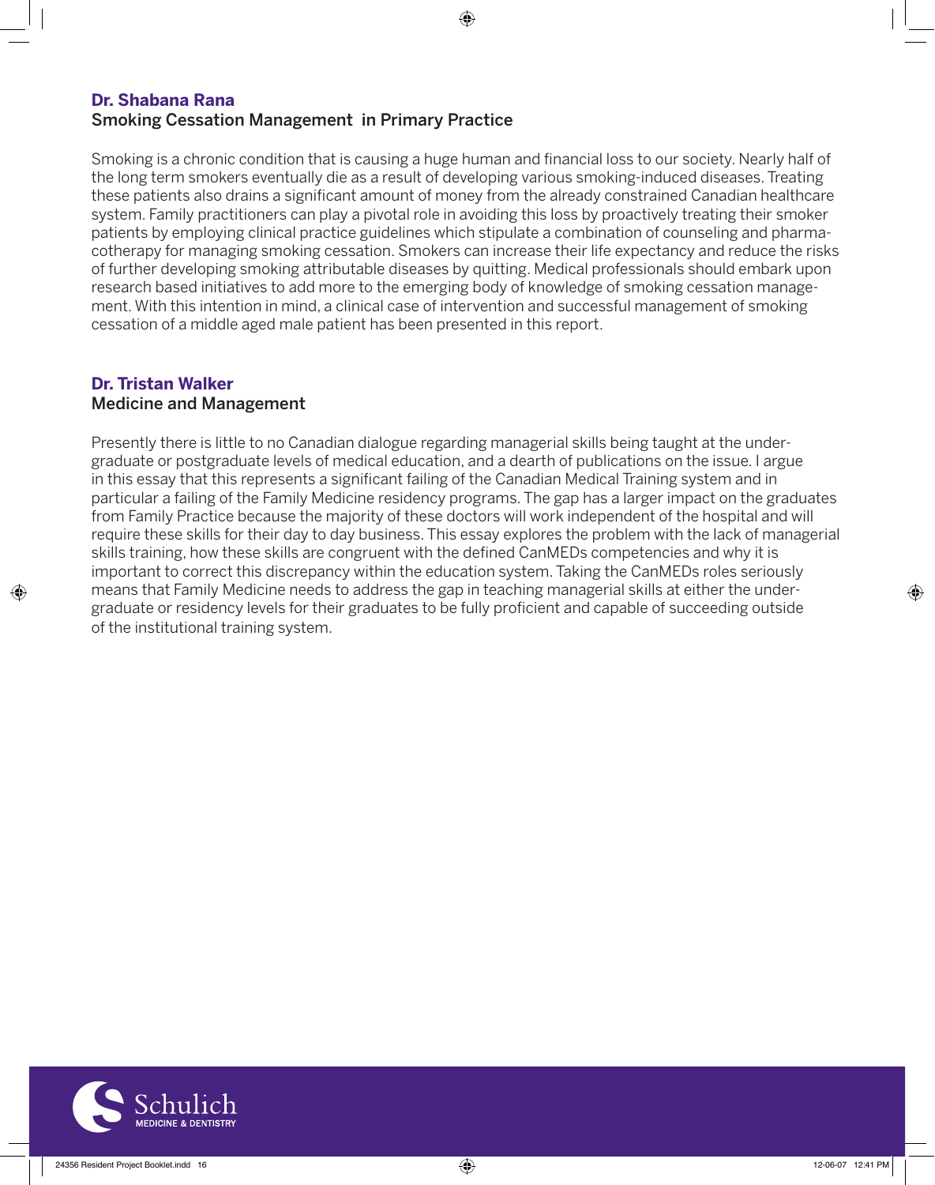**Dr. Shabana Rana**

## Smoking Cessation Management in Primary Practice

Smoking is a chronic condition that is causing a huge human and financial loss to our society. Nearly half of the long term smokers eventually die as a result of developing various smoking-induced diseases. Treating these patients also drains a significant amount of money from the already constrained Canadian healthcare system. Family practitioners can play a pivotal role in avoiding this loss by proactively treating their smoker patients by employing clinical practice guidelines which stipulate a combination of counseling and pharmacotherapy for managing smoking cessation. Smokers can increase their life expectancy and reduce the risks of further developing smoking attributable diseases by quitting. Medical professionals should embark upon research based initiatives to add more to the emerging body of knowledge of smoking cessation management. With this intention in mind, a clinical case of intervention and successful management of smoking cessation of a middle aged male patient has been presented in this report.

**Dr. Tristan Walker**

## Medicine and Management

Presently there is little to no Canadian dialogue regarding managerial skills being taught at the undergraduate or postgraduate levels of medical education, and a dearth of publications on the issue. I argue in this essay that this represents a significant failing of the Canadian Medical Training system and in particular a failing of the Family Medicine residency programs. The gap has a larger impact on the graduates from Family Practice because the majority of these doctors will work independent of the hospital and will require these skills for their day to day business. This essay explores the problem with the lack of managerial skills training, how these skills are congruent with the defined CanMEDs competencies and why it is important to correct this discrepancy within the education system. Taking the CanMEDs roles seriously means that Family Medicine needs to address the gap in teaching managerial skills at either the undergraduate or residency levels for their graduates to be fully proficient and capable of succeeding outside of the institutional training system.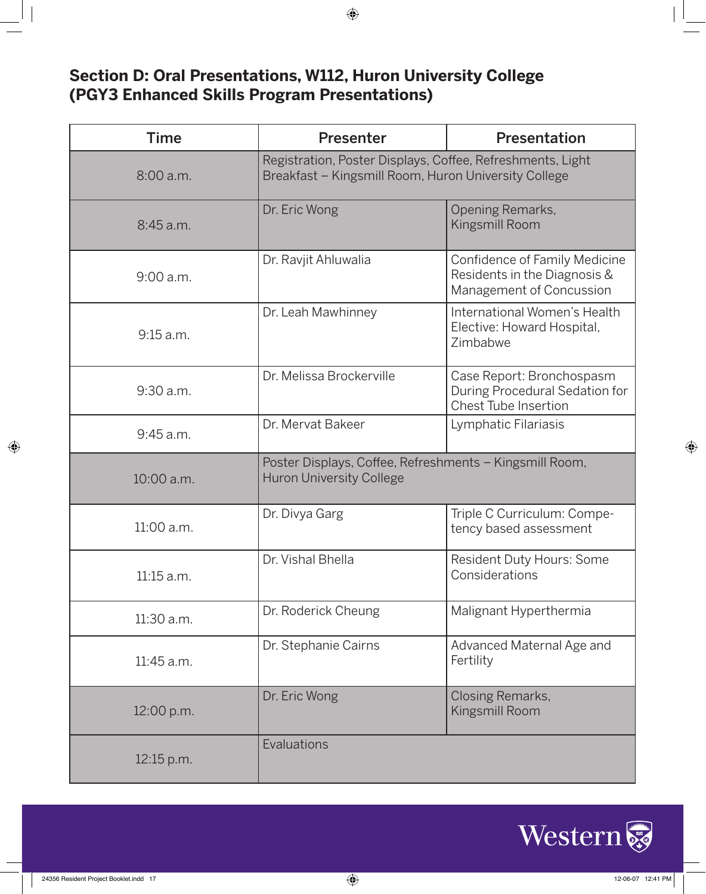## Section D: Oral Presentations, W112, Huron University College (PGY3 Enhanced Skills Program Presentations)

| Time | Presenter | Presentation |
|---|---|---|
| 8:00 a.m. | Registration, Poster Displays, Coffee, Refreshments, Light Breakfast – Kingsmill Room, Huron University College | |
| 8:45 a.m. | Dr. Eric Wong | Opening Remarks, Kingsmill Room |
| 9:00 a.m. | Dr. Ravjit Ahluwalia | Confidence of Family Medicine Residents in the Diagnosis & Management of Concussion |
| 9:15 a.m. | Dr. Leah Mawhinney | International Women's Health Elective: Howard Hospital, Zimbabwe |
| 9:30 a.m. | Dr. Melissa Brockerville | Case Report: Bronchospasm During Procedural Sedation for Chest Tube Insertion |
| 9:45 a.m. | Dr. Mervat Bakeer | Lymphatic Filariasis |
| 10:00 a.m. | Poster Displays, Coffee, Refreshments – Kingsmill Room, Huron University College | |
| 11:00 a.m. | Dr. Divya Garg | Triple C Curriculum: Competency based assessment |
| 11:15 a.m. | Dr. Vishal Bhella | Resident Duty Hours: Some Considerations |
| 11:30 a.m. | Dr. Roderick Cheung | Malignant Hyperthermia |
| 11:45 a.m. | Dr. Stephanie Cairns | Advanced Maternal Age and Fertility |
| 12:00 p.m. | Dr. Eric Wong | Closing Remarks, Kingsmill Room |
| 12:15 p.m. | Evaluations | |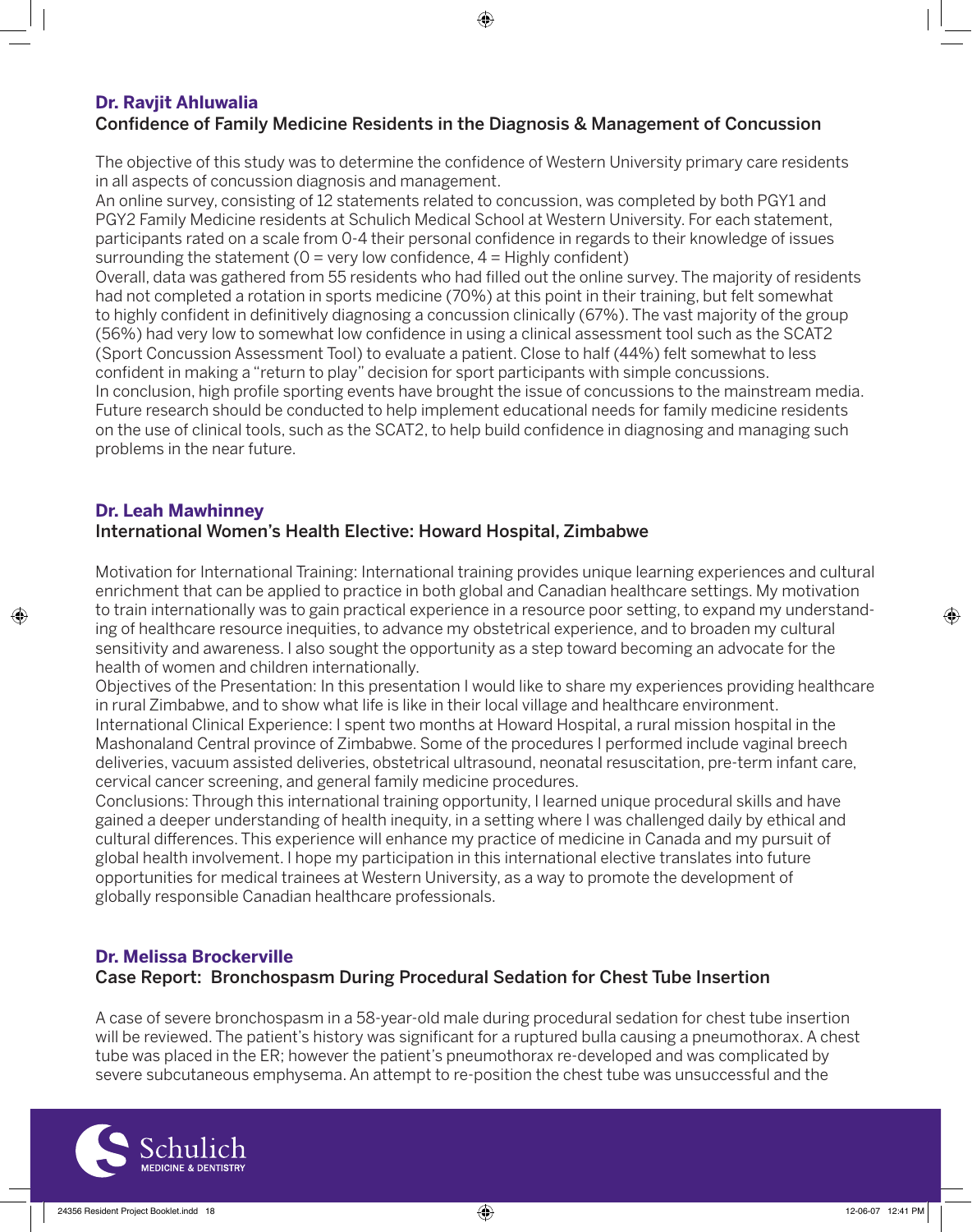## Dr. Ravjit Ahluwalia

### Confidence of Family Medicine Residents in the Diagnosis & Management of Concussion

The objective of this study was to determine the confidence of Western University primary care residents in all aspects of concussion diagnosis and management.

An online survey, consisting of 12 statements related to concussion, was completed by both PGY1 and PGY2 Family Medicine residents at Schulich Medical School at Western University. For each statement, participants rated on a scale from 0-4 their personal confidence in regards to their knowledge of issues surrounding the statement (0 = very low confidence, 4 = Highly confident)

Overall, data was gathered from 55 residents who had filled out the online survey. The majority of residents had not completed a rotation in sports medicine (70%) at this point in their training, but felt somewhat to highly confident in definitively diagnosing a concussion clinically (67%). The vast majority of the group (56%) had very low to somewhat low confidence in using a clinical assessment tool such as the SCAT2 (Sport Concussion Assessment Tool) to evaluate a patient. Close to half (44%) felt somewhat to less confident in making a "return to play" decision for sport participants with simple concussions.

In conclusion, high profile sporting events have brought the issue of concussions to the mainstream media. Future research should be conducted to help implement educational needs for family medicine residents on the use of clinical tools, such as the SCAT2, to help build confidence in diagnosing and managing such problems in the near future.

## Dr. Leah Mawhinney

### International Women's Health Elective: Howard Hospital, Zimbabwe

Motivation for International Training: International training provides unique learning experiences and cultural enrichment that can be applied to practice in both global and Canadian healthcare settings. My motivation to train internationally was to gain practical experience in a resource poor setting, to expand my understanding of healthcare resource inequities, to advance my obstetrical experience, and to broaden my cultural sensitivity and awareness. I also sought the opportunity as a step toward becoming an advocate for the health of women and children internationally.

Objectives of the Presentation: In this presentation I would like to share my experiences providing healthcare in rural Zimbabwe, and to show what life is like in their local village and healthcare environment.

International Clinical Experience: I spent two months at Howard Hospital, a rural mission hospital in the Mashonaland Central province of Zimbabwe. Some of the procedures I performed include vaginal breech deliveries, vacuum assisted deliveries, obstetrical ultrasound, neonatal resuscitation, pre-term infant care, cervical cancer screening, and general family medicine procedures.

Conclusions: Through this international training opportunity, I learned unique procedural skills and have gained a deeper understanding of health inequity, in a setting where I was challenged daily by ethical and cultural differences. This experience will enhance my practice of medicine in Canada and my pursuit of global health involvement. I hope my participation in this international elective translates into future opportunities for medical trainees at Western University, as a way to promote the development of globally responsible Canadian healthcare professionals.

## Dr. Melissa Brockerville

### Case Report: Bronchospasm During Procedural Sedation for Chest Tube Insertion

A case of severe bronchospasm in a 58-year-old male during procedural sedation for chest tube insertion will be reviewed. The patient's history was significant for a ruptured bulla causing a pneumothorax. A chest tube was placed in the ER; however the patient's pneumothorax re-developed and was complicated by severe subcutaneous emphysema. An attempt to re-position the chest tube was unsuccessful and the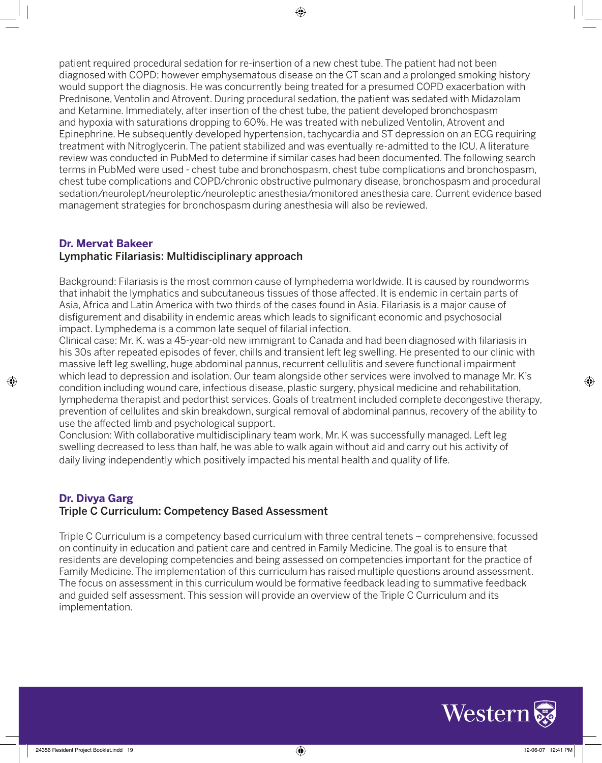patient required procedural sedation for re-insertion of a new chest tube. The patient had not been diagnosed with COPD; however emphysematous disease on the CT scan and a prolonged smoking history would support the diagnosis. He was concurrently being treated for a presumed COPD exacerbation with Prednisone, Ventolin and Atrovent. During procedural sedation, the patient was sedated with Midazolam and Ketamine. Immediately, after insertion of the chest tube, the patient developed bronchospasm and hypoxia with saturations dropping to 60%. He was treated with nebulized Ventolin, Atrovent and Epinephrine. He subsequently developed hypertension, tachycardia and ST depression on an ECG requiring treatment with Nitroglycerin. The patient stabilized and was eventually re-admitted to the ICU. A literature review was conducted in PubMed to determine if similar cases had been documented. The following search terms in PubMed were used - chest tube and bronchospasm, chest tube complications and bronchospasm, chest tube complications and COPD/chronic obstructive pulmonary disease, bronchospasm and procedural sedation/neurolept/neuroleptic/neuroleptic anesthesia/monitored anesthesia care. Current evidence based management strategies for bronchospasm during anesthesia will also be reviewed.

### Dr. Mervat Bakeer

#### Lymphatic Filariasis: Multidisciplinary approach

Background: Filariasis is the most common cause of lymphedema worldwide. It is caused by roundworms that inhabit the lymphatics and subcutaneous tissues of those affected. It is endemic in certain parts of Asia, Africa and Latin America with two thirds of the cases found in Asia. Filariasis is a major cause of disfigurement and disability in endemic areas which leads to significant economic and psychosocial impact. Lymphedema is a common late sequel of filarial infection.

Clinical case: Mr. K. was a 45-year-old new immigrant to Canada and had been diagnosed with filariasis in his 30s after repeated episodes of fever, chills and transient left leg swelling. He presented to our clinic with massive left leg swelling, huge abdominal pannus, recurrent cellulitis and severe functional impairment which lead to depression and isolation. Our team alongside other services were involved to manage Mr. K's condition including wound care, infectious disease, plastic surgery, physical medicine and rehabilitation, lymphedema therapist and pedorthist services. Goals of treatment included complete decongestive therapy, prevention of cellulites and skin breakdown, surgical removal of abdominal pannus, recovery of the ability to use the affected limb and psychological support.

Conclusion: With collaborative multidisciplinary team work, Mr. K was successfully managed. Left leg swelling decreased to less than half, he was able to walk again without aid and carry out his activity of daily living independently which positively impacted his mental health and quality of life.

### Dr. Divya Garg

#### Triple C Curriculum: Competency Based Assessment

Triple C Curriculum is a competency based curriculum with three central tenets – comprehensive, focussed on continuity in education and patient care and centred in Family Medicine. The goal is to ensure that residents are developing competencies and being assessed on competencies important for the practice of Family Medicine. The implementation of this curriculum has raised multiple questions around assessment. The focus on assessment in this curriculum would be formative feedback leading to summative feedback and guided self assessment. This session will provide an overview of the Triple C Curriculum and its implementation.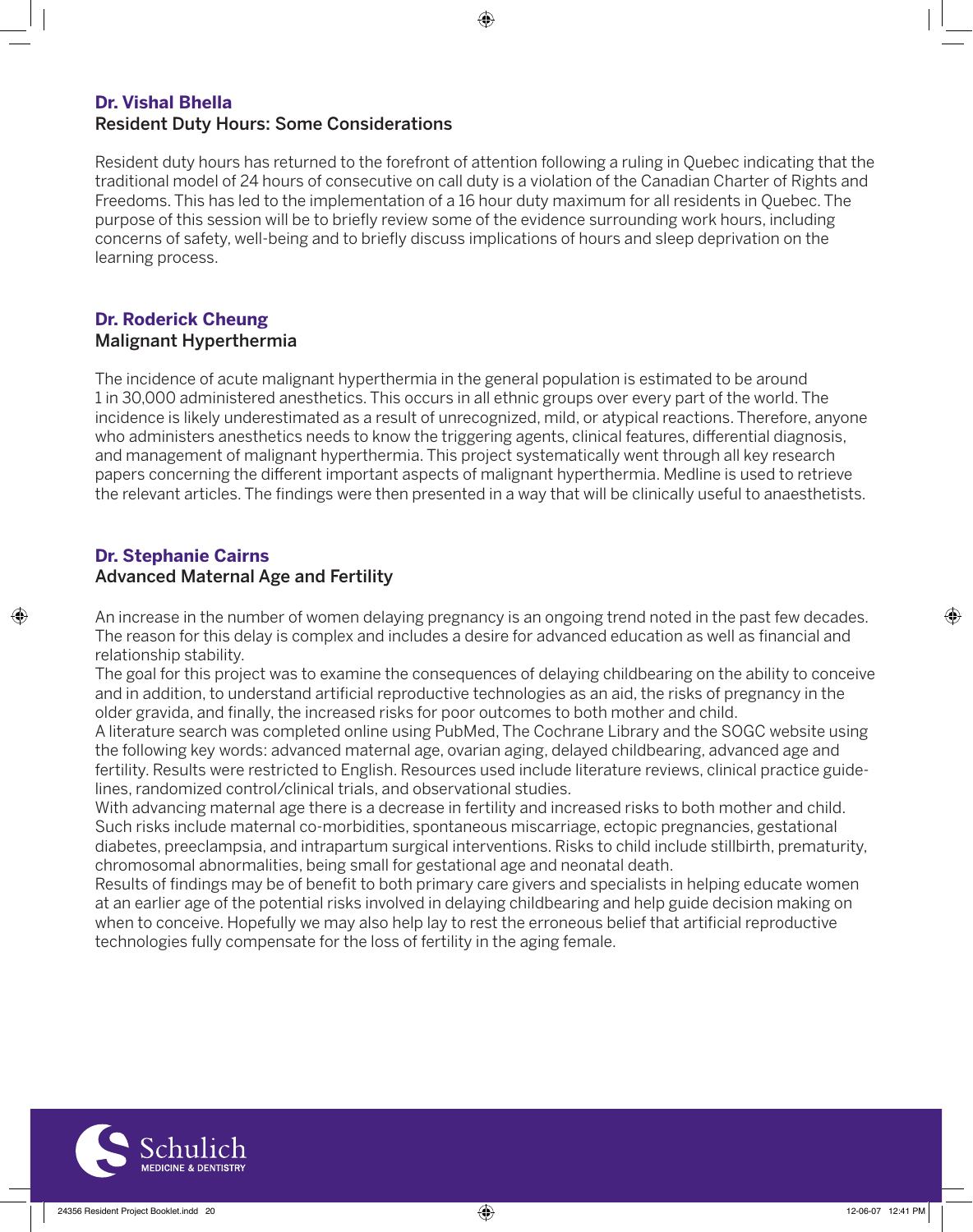### Dr. Vishal Bhella
**Resident Duty Hours: Some Considerations**

Resident duty hours has returned to the forefront of attention following a ruling in Quebec indicating that the traditional model of 24 hours of consecutive on call duty is a violation of the Canadian Charter of Rights and Freedoms. This has led to the implementation of a 16 hour duty maximum for all residents in Quebec. The purpose of this session will be to briefly review some of the evidence surrounding work hours, including concerns of safety, well-being and to briefly discuss implications of hours and sleep deprivation on the learning process.

### Dr. Roderick Cheung
**Malignant Hyperthermia**

The incidence of acute malignant hyperthermia in the general population is estimated to be around 1 in 30,000 administered anesthetics. This occurs in all ethnic groups over every part of the world. The incidence is likely underestimated as a result of unrecognized, mild, or atypical reactions. Therefore, anyone who administers anesthetics needs to know the triggering agents, clinical features, differential diagnosis, and management of malignant hyperthermia. This project systematically went through all key research papers concerning the different important aspects of malignant hyperthermia. Medline is used to retrieve the relevant articles. The findings were then presented in a way that will be clinically useful to anaesthetists.

### Dr. Stephanie Cairns
**Advanced Maternal Age and Fertility**

An increase in the number of women delaying pregnancy is an ongoing trend noted in the past few decades. The reason for this delay is complex and includes a desire for advanced education as well as financial and relationship stability.

The goal for this project was to examine the consequences of delaying childbearing on the ability to conceive and in addition, to understand artificial reproductive technologies as an aid, the risks of pregnancy in the older gravida, and finally, the increased risks for poor outcomes to both mother and child.

A literature search was completed online using PubMed, The Cochrane Library and the SOGC website using the following key words: advanced maternal age, ovarian aging, delayed childbearing, advanced age and fertility. Results were restricted to English. Resources used include literature reviews, clinical practice guidelines, randomized control/clinical trials, and observational studies.

With advancing maternal age there is a decrease in fertility and increased risks to both mother and child. Such risks include maternal co-morbidities, spontaneous miscarriage, ectopic pregnancies, gestational diabetes, preeclampsia, and intrapartum surgical interventions. Risks to child include stillbirth, prematurity, chromosomal abnormalities, being small for gestational age and neonatal death.

Results of findings may be of benefit to both primary care givers and specialists in helping educate women at an earlier age of the potential risks involved in delaying childbearing and help guide decision making on when to conceive. Hopefully we may also help lay to rest the erroneous belief that artificial reproductive technologies fully compensate for the loss of fertility in the aging female.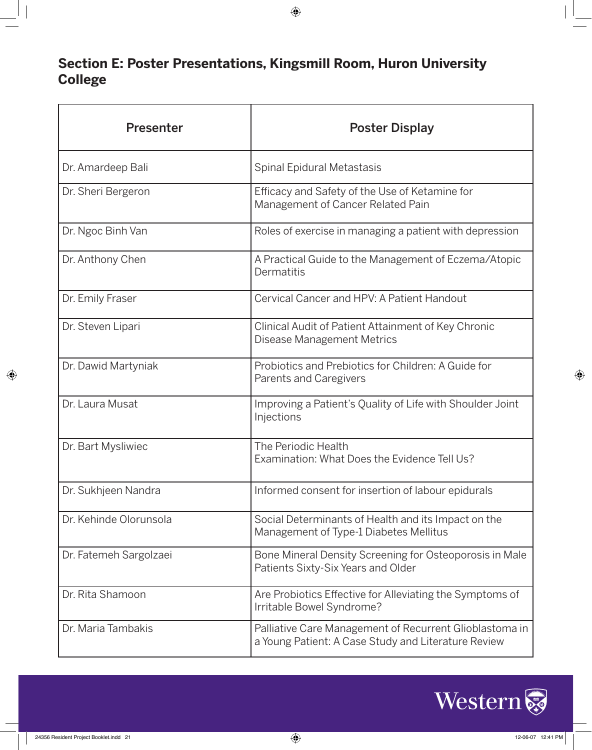## Section E: Poster Presentations, Kingsmill Room, Huron University College

| Presenter | Poster Display |
| --- | --- |
| Dr. Amardeep Bali | Spinal Epidural Metastasis |
| Dr. Sheri Bergeron | Efficacy and Safety of the Use of Ketamine for Management of Cancer Related Pain |
| Dr. Ngoc Binh Van | Roles of exercise in managing a patient with depression |
| Dr. Anthony Chen | A Practical Guide to the Management of Eczema/Atopic Dermatitis |
| Dr. Emily Fraser | Cervical Cancer and HPV: A Patient Handout |
| Dr. Steven Lipari | Clinical Audit of Patient Attainment of Key Chronic Disease Management Metrics |
| Dr. Dawid Martyniak | Probiotics and Prebiotics for Children: A Guide for Parents and Caregivers |
| Dr. Laura Musat | Improving a Patient's Quality of Life with Shoulder Joint Injections |
| Dr. Bart Mysliwiec | The Periodic Health Examination: What Does the Evidence Tell Us? |
| Dr. Sukhjeen Nandra | Informed consent for insertion of labour epidurals |
| Dr. Kehinde Olorunsola | Social Determinants of Health and its Impact on the Management of Type-1 Diabetes Mellitus |
| Dr. Fatemeh Sargolzaei | Bone Mineral Density Screening for Osteoporosis in Male Patients Sixty-Six Years and Older |
| Dr. Rita Shamoon | Are Probiotics Effective for Alleviating the Symptoms of Irritable Bowel Syndrome? |
| Dr. Maria Tambakis | Palliative Care Management of Recurrent Glioblastoma in a Young Patient: A Case Study and Literature Review |

Western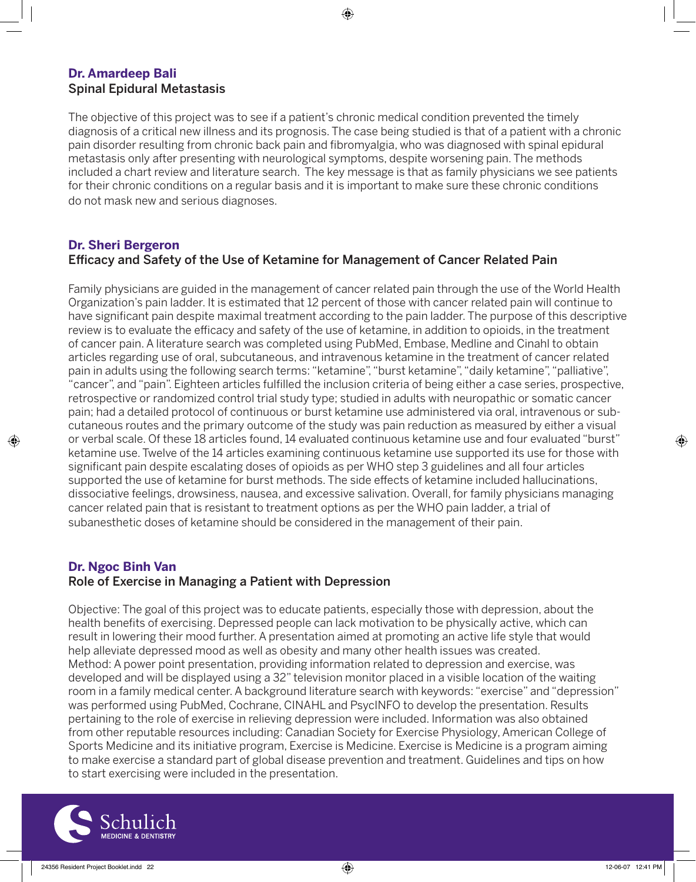## Dr. Amardeep Bali

### Spinal Epidural Metastasis

The objective of this project was to see if a patient's chronic medical condition prevented the timely diagnosis of a critical new illness and its prognosis. The case being studied is that of a patient with a chronic pain disorder resulting from chronic back pain and fibromyalgia, who was diagnosed with spinal epidural metastasis only after presenting with neurological symptoms, despite worsening pain. The methods included a chart review and literature search. The key message is that as family physicians we see patients for their chronic conditions on a regular basis and it is important to make sure these chronic conditions do not mask new and serious diagnoses.

## Dr. Sheri Bergeron

### Efficacy and Safety of the Use of Ketamine for Management of Cancer Related Pain

Family physicians are guided in the management of cancer related pain through the use of the World Health Organization's pain ladder. It is estimated that 12 percent of those with cancer related pain will continue to have significant pain despite maximal treatment according to the pain ladder. The purpose of this descriptive review is to evaluate the efficacy and safety of the use of ketamine, in addition to opioids, in the treatment of cancer pain. A literature search was completed using PubMed, Embase, Medline and Cinahl to obtain articles regarding use of oral, subcutaneous, and intravenous ketamine in the treatment of cancer related pain in adults using the following search terms: "ketamine", "burst ketamine", "daily ketamine", "palliative", "cancer", and "pain". Eighteen articles fulfilled the inclusion criteria of being either a case series, prospective, retrospective or randomized control trial study type; studied in adults with neuropathic or somatic cancer pain; had a detailed protocol of continuous or burst ketamine use administered via oral, intravenous or sub-cutaneous routes and the primary outcome of the study was pain reduction as measured by either a visual or verbal scale. Of these 18 articles found, 14 evaluated continuous ketamine use and four evaluated "burst" ketamine use. Twelve of the 14 articles examining continuous ketamine use supported its use for those with significant pain despite escalating doses of opioids as per WHO step 3 guidelines and all four articles supported the use of ketamine for burst methods. The side effects of ketamine included hallucinations, dissociative feelings, drowsiness, nausea, and excessive salivation. Overall, for family physicians managing cancer related pain that is resistant to treatment options as per the WHO pain ladder, a trial of subanesthetic doses of ketamine should be considered in the management of their pain.

## Dr. Ngoc Binh Van

### Role of Exercise in Managing a Patient with Depression

Objective: The goal of this project was to educate patients, especially those with depression, about the health benefits of exercising. Depressed people can lack motivation to be physically active, which can result in lowering their mood further. A presentation aimed at promoting an active life style that would help alleviate depressed mood as well as obesity and many other health issues was created.
Method: A power point presentation, providing information related to depression and exercise, was developed and will be displayed using a 32" television monitor placed in a visible location of the waiting room in a family medical center. A background literature search with keywords: "exercise" and "depression" was performed using PubMed, Cochrane, CINAHL and PsycINFO to develop the presentation. Results pertaining to the role of exercise in relieving depression were included. Information was also obtained from other reputable resources including: Canadian Society for Exercise Physiology, American College of Sports Medicine and its initiative program, Exercise is Medicine. Exercise is Medicine is a program aiming to make exercise a standard part of global disease prevention and treatment. Guidelines and tips on how to start exercising were included in the presentation.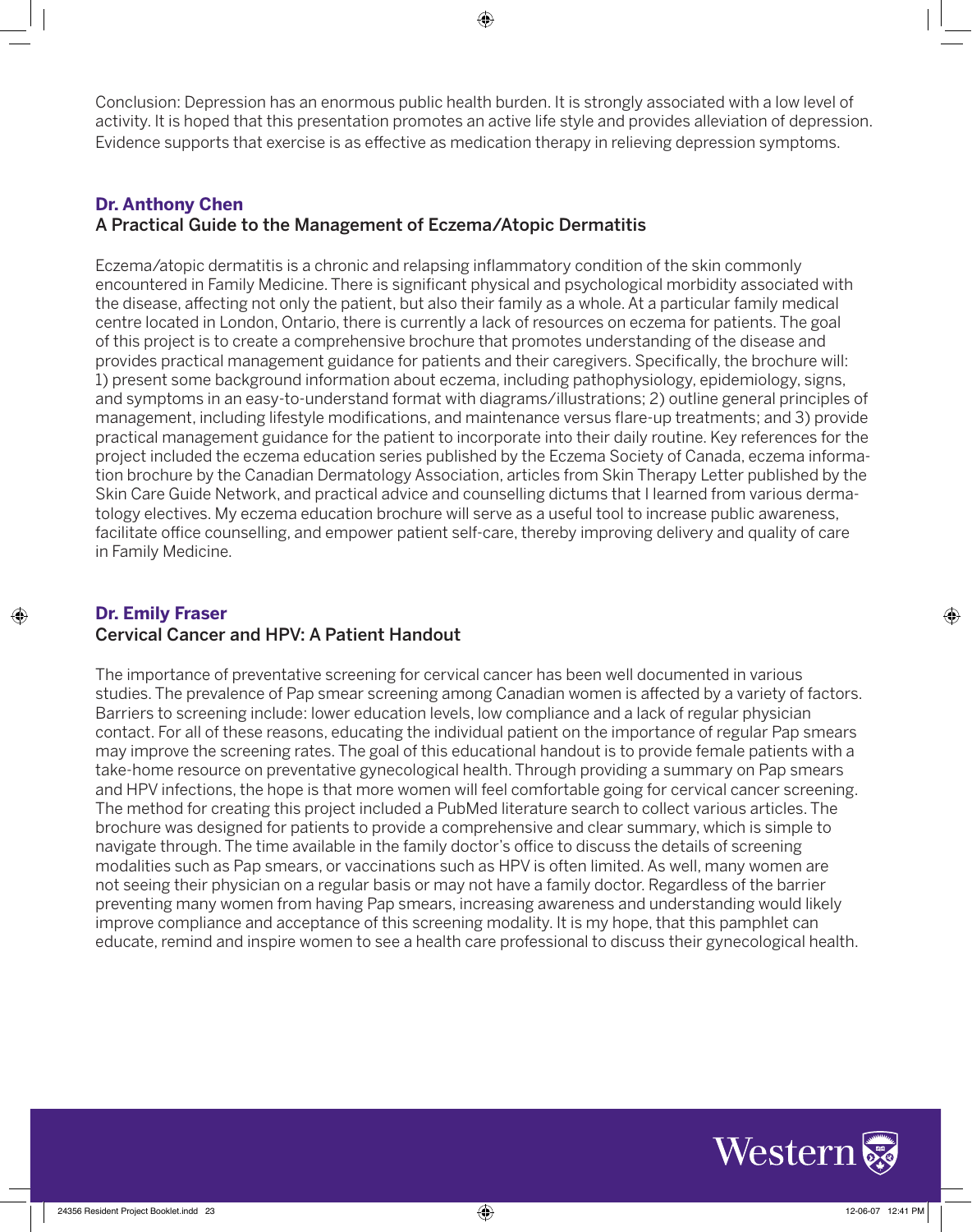Conclusion: Depression has an enormous public health burden. It is strongly associated with a low level of activity. It is hoped that this presentation promotes an active life style and provides alleviation of depression. Evidence supports that exercise is as effective as medication therapy in relieving depression symptoms.

### Dr. Anthony Chen

**A Practical Guide to the Management of Eczema/Atopic Dermatitis**

Eczema/atopic dermatitis is a chronic and relapsing inflammatory condition of the skin commonly encountered in Family Medicine. There is significant physical and psychological morbidity associated with the disease, affecting not only the patient, but also their family as a whole. At a particular family medical centre located in London, Ontario, there is currently a lack of resources on eczema for patients. The goal of this project is to create a comprehensive brochure that promotes understanding of the disease and provides practical management guidance for patients and their caregivers. Specifically, the brochure will: 1) present some background information about eczema, including pathophysiology, epidemiology, signs, and symptoms in an easy-to-understand format with diagrams/illustrations; 2) outline general principles of management, including lifestyle modifications, and maintenance versus flare-up treatments; and 3) provide practical management guidance for the patient to incorporate into their daily routine. Key references for the project included the eczema education series published by the Eczema Society of Canada, eczema information brochure by the Canadian Dermatology Association, articles from Skin Therapy Letter published by the Skin Care Guide Network, and practical advice and counselling dictums that I learned from various dermatology electives. My eczema education brochure will serve as a useful tool to increase public awareness, facilitate office counselling, and empower patient self-care, thereby improving delivery and quality of care in Family Medicine.

### Dr. Emily Fraser

**Cervical Cancer and HPV: A Patient Handout**

The importance of preventative screening for cervical cancer has been well documented in various studies. The prevalence of Pap smear screening among Canadian women is affected by a variety of factors. Barriers to screening include: lower education levels, low compliance and a lack of regular physician contact. For all of these reasons, educating the individual patient on the importance of regular Pap smears may improve the screening rates. The goal of this educational handout is to provide female patients with a take-home resource on preventative gynecological health. Through providing a summary on Pap smears and HPV infections, the hope is that more women will feel comfortable going for cervical cancer screening. The method for creating this project included a PubMed literature search to collect various articles. The brochure was designed for patients to provide a comprehensive and clear summary, which is simple to navigate through. The time available in the family doctor's office to discuss the details of screening modalities such as Pap smears, or vaccinations such as HPV is often limited. As well, many women are not seeing their physician on a regular basis or may not have a family doctor. Regardless of the barrier preventing many women from having Pap smears, increasing awareness and understanding would likely improve compliance and acceptance of this screening modality. It is my hope, that this pamphlet can educate, remind and inspire women to see a health care professional to discuss their gynecological health.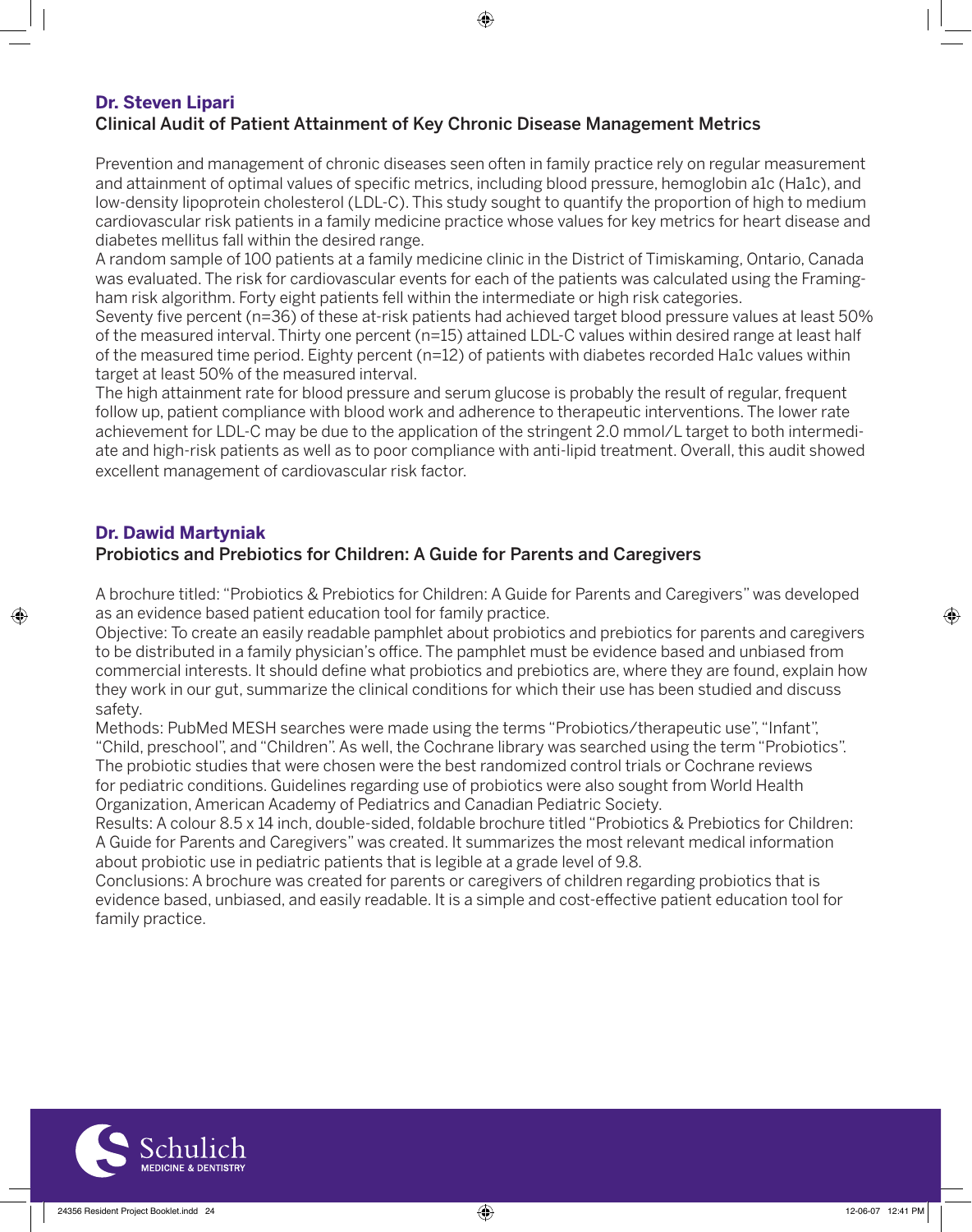## Dr. Steven Lipari

### Clinical Audit of Patient Attainment of Key Chronic Disease Management Metrics

Prevention and management of chronic diseases seen often in family practice rely on regular measurement and attainment of optimal values of specific metrics, including blood pressure, hemoglobin a1c (Ha1c), and low-density lipoprotein cholesterol (LDL-C). This study sought to quantify the proportion of high to medium cardiovascular risk patients in a family medicine practice whose values for key metrics for heart disease and diabetes mellitus fall within the desired range.

A random sample of 100 patients at a family medicine clinic in the District of Timiskaming, Ontario, Canada was evaluated. The risk for cardiovascular events for each of the patients was calculated using the Framingham risk algorithm. Forty eight patients fell within the intermediate or high risk categories.

Seventy five percent (n=36) of these at-risk patients had achieved target blood pressure values at least 50% of the measured interval. Thirty one percent (n=15) attained LDL-C values within desired range at least half of the measured time period. Eighty percent (n=12) of patients with diabetes recorded Ha1c values within target at least 50% of the measured interval.

The high attainment rate for blood pressure and serum glucose is probably the result of regular, frequent follow up, patient compliance with blood work and adherence to therapeutic interventions. The lower rate achievement for LDL-C may be due to the application of the stringent 2.0 mmol/L target to both intermediate and high-risk patients as well as to poor compliance with anti-lipid treatment. Overall, this audit showed excellent management of cardiovascular risk factor.

## Dr. Dawid Martyniak

### Probiotics and Prebiotics for Children: A Guide for Parents and Caregivers

A brochure titled: "Probiotics & Prebiotics for Children: A Guide for Parents and Caregivers" was developed as an evidence based patient education tool for family practice.

Objective: To create an easily readable pamphlet about probiotics and prebiotics for parents and caregivers to be distributed in a family physician's office. The pamphlet must be evidence based and unbiased from commercial interests. It should define what probiotics and prebiotics are, where they are found, explain how they work in our gut, summarize the clinical conditions for which their use has been studied and discuss safety.

Methods: PubMed MESH searches were made using the terms "Probiotics/therapeutic use", "Infant", "Child, preschool", and "Children". As well, the Cochrane library was searched using the term "Probiotics". The probiotic studies that were chosen were the best randomized control trials or Cochrane reviews for pediatric conditions. Guidelines regarding use of probiotics were also sought from World Health Organization, American Academy of Pediatrics and Canadian Pediatric Society.

Results: A colour 8.5 x 14 inch, double-sided, foldable brochure titled "Probiotics & Prebiotics for Children: A Guide for Parents and Caregivers" was created. It summarizes the most relevant medical information about probiotic use in pediatric patients that is legible at a grade level of 9.8.

Conclusions: A brochure was created for parents or caregivers of children regarding probiotics that is evidence based, unbiased, and easily readable. It is a simple and cost-effective patient education tool for family practice.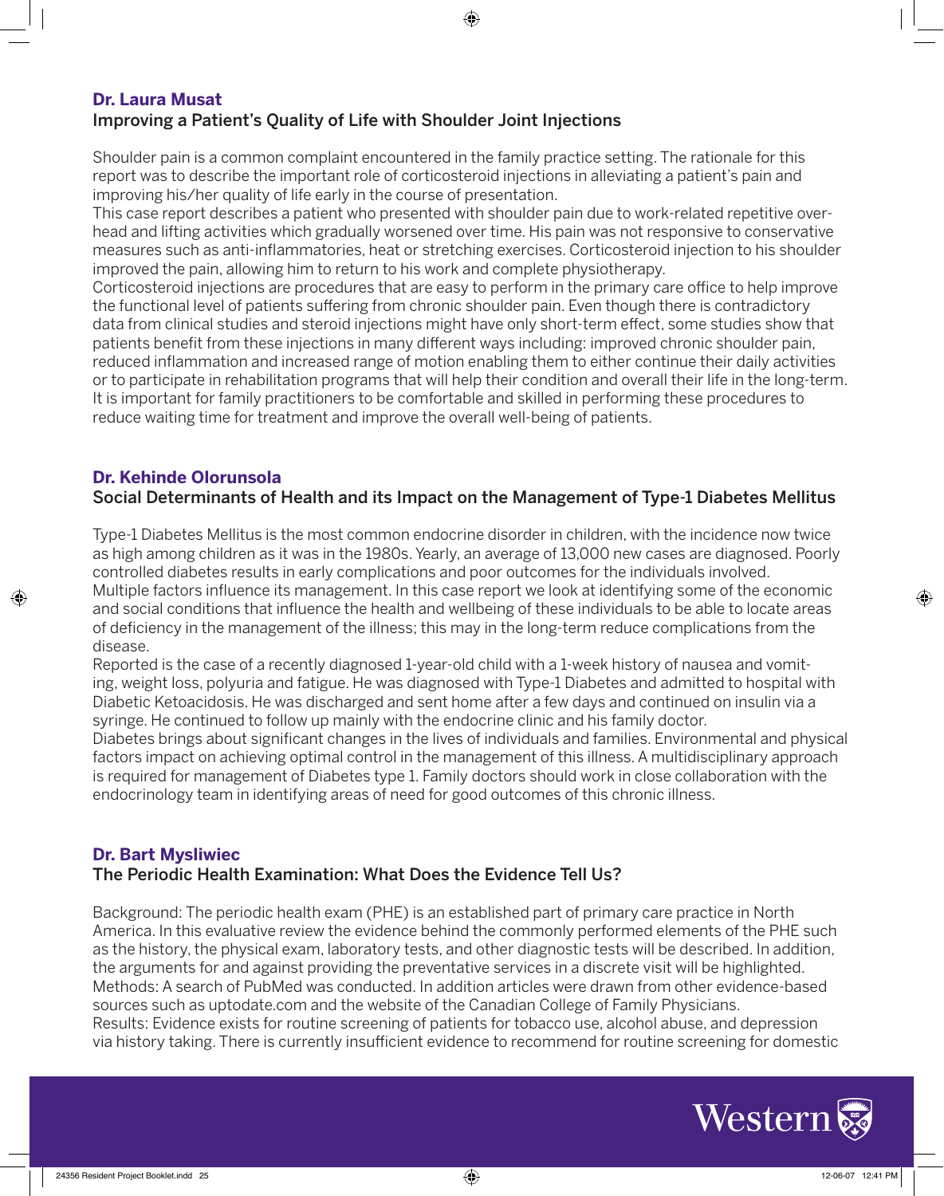**Dr. Laura Musat**

### Improving a Patient's Quality of Life with Shoulder Joint Injections

Shoulder pain is a common complaint encountered in the family practice setting. The rationale for this report was to describe the important role of corticosteroid injections in alleviating a patient's pain and improving his/her quality of life early in the course of presentation.

This case report describes a patient who presented with shoulder pain due to work-related repetitive overhead and lifting activities which gradually worsened over time. His pain was not responsive to conservative measures such as anti-inflammatories, heat or stretching exercises. Corticosteroid injection to his shoulder improved the pain, allowing him to return to his work and complete physiotherapy.

Corticosteroid injections are procedures that are easy to perform in the primary care office to help improve the functional level of patients suffering from chronic shoulder pain. Even though there is contradictory data from clinical studies and steroid injections might have only short-term effect, some studies show that patients benefit from these injections in many different ways including: improved chronic shoulder pain, reduced inflammation and increased range of motion enabling them to either continue their daily activities or to participate in rehabilitation programs that will help their condition and overall their life in the long-term. It is important for family practitioners to be comfortable and skilled in performing these procedures to reduce waiting time for treatment and improve the overall well-being of patients.

**Dr. Kehinde Olorunsola**

### Social Determinants of Health and its Impact on the Management of Type-1 Diabetes Mellitus

Type-1 Diabetes Mellitus is the most common endocrine disorder in children, with the incidence now twice as high among children as it was in the 1980s. Yearly, an average of 13,000 new cases are diagnosed. Poorly controlled diabetes results in early complications and poor outcomes for the individuals involved.

Multiple factors influence its management. In this case report we look at identifying some of the economic and social conditions that influence the health and wellbeing of these individuals to be able to locate areas of deficiency in the management of the illness; this may in the long-term reduce complications from the disease.

Reported is the case of a recently diagnosed 1-year-old child with a 1-week history of nausea and vomiting, weight loss, polyuria and fatigue. He was diagnosed with Type-1 Diabetes and admitted to hospital with Diabetic Ketoacidosis. He was discharged and sent home after a few days and continued on insulin via a syringe. He continued to follow up mainly with the endocrine clinic and his family doctor.

Diabetes brings about significant changes in the lives of individuals and families. Environmental and physical factors impact on achieving optimal control in the management of this illness. A multidisciplinary approach is required for management of Diabetes type 1. Family doctors should work in close collaboration with the endocrinology team in identifying areas of need for good outcomes of this chronic illness.

**Dr. Bart Mysliwiec**

### The Periodic Health Examination: What Does the Evidence Tell Us?

Background: The periodic health exam (PHE) is an established part of primary care practice in North America. In this evaluative review the evidence behind the commonly performed elements of the PHE such as the history, the physical exam, laboratory tests, and other diagnostic tests will be described. In addition, the arguments for and against providing the preventative services in a discrete visit will be highlighted.

Methods: A search of PubMed was conducted. In addition articles were drawn from other evidence-based sources such as uptodate.com and the website of the Canadian College of Family Physicians.

Results: Evidence exists for routine screening of patients for tobacco use, alcohol abuse, and depression via history taking. There is currently insufficient evidence to recommend for routine screening for domestic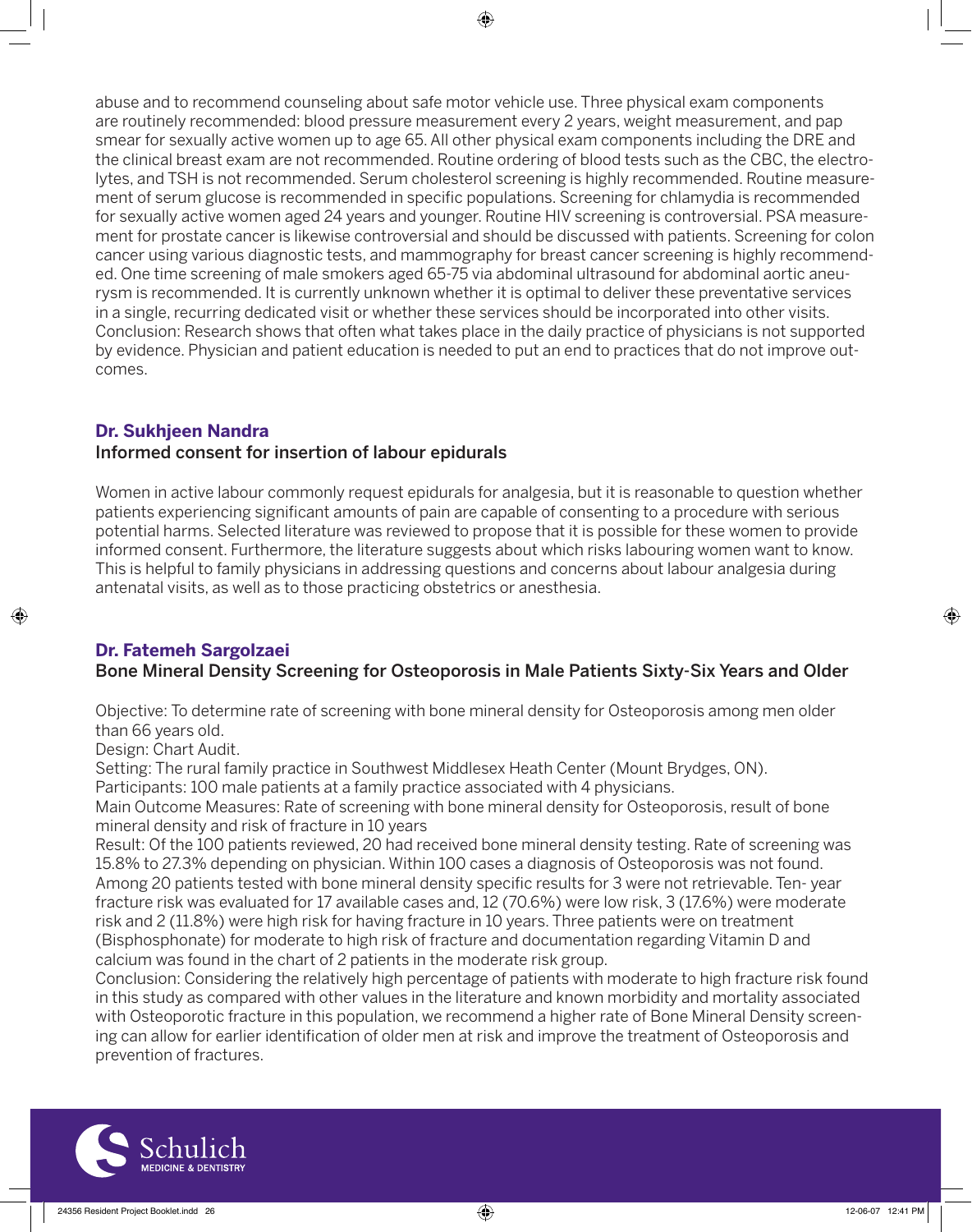abuse and to recommend counseling about safe motor vehicle use. Three physical exam components are routinely recommended: blood pressure measurement every 2 years, weight measurement, and pap smear for sexually active women up to age 65. All other physical exam components including the DRE and the clinical breast exam are not recommended. Routine ordering of blood tests such as the CBC, the electrolytes, and TSH is not recommended. Serum cholesterol screening is highly recommended. Routine measurement of serum glucose is recommended in specific populations. Screening for chlamydia is recommended for sexually active women aged 24 years and younger. Routine HIV screening is controversial. PSA measurement for prostate cancer is likewise controversial and should be discussed with patients. Screening for colon cancer using various diagnostic tests, and mammography for breast cancer screening is highly recommended. One time screening of male smokers aged 65-75 via abdominal ultrasound for abdominal aortic aneurysm is recommended. It is currently unknown whether it is optimal to deliver these preventative services in a single, recurring dedicated visit or whether these services should be incorporated into other visits. Conclusion: Research shows that often what takes place in the daily practice of physicians is not supported by evidence. Physician and patient education is needed to put an end to practices that do not improve outcomes.

## Dr. Sukhjeen Nandra

### Informed consent for insertion of labour epidurals

Women in active labour commonly request epidurals for analgesia, but it is reasonable to question whether patients experiencing significant amounts of pain are capable of consenting to a procedure with serious potential harms. Selected literature was reviewed to propose that it is possible for these women to provide informed consent. Furthermore, the literature suggests about which risks labouring women want to know. This is helpful to family physicians in addressing questions and concerns about labour analgesia during antenatal visits, as well as to those practicing obstetrics or anesthesia.

## Dr. Fatemeh Sargolzaei

### Bone Mineral Density Screening for Osteoporosis in Male Patients Sixty-Six Years and Older

Objective: To determine rate of screening with bone mineral density for Osteoporosis among men older than 66 years old.

Design: Chart Audit.

Setting: The rural family practice in Southwest Middlesex Heath Center (Mount Brydges, ON).

Participants: 100 male patients at a family practice associated with 4 physicians.

Main Outcome Measures: Rate of screening with bone mineral density for Osteoporosis, result of bone mineral density and risk of fracture in 10 years

Result: Of the 100 patients reviewed, 20 had received bone mineral density testing. Rate of screening was 15.8% to 27.3% depending on physician. Within 100 cases a diagnosis of Osteoporosis was not found. Among 20 patients tested with bone mineral density specific results for 3 were not retrievable. Ten- year fracture risk was evaluated for 17 available cases and, 12 (70.6%) were low risk, 3 (17.6%) were moderate risk and 2 (11.8%) were high risk for having fracture in 10 years. Three patients were on treatment (Bisphosphonate) for moderate to high risk of fracture and documentation regarding Vitamin D and calcium was found in the chart of 2 patients in the moderate risk group.

Conclusion: Considering the relatively high percentage of patients with moderate to high fracture risk found in this study as compared with other values in the literature and known morbidity and mortality associated with Osteoporotic fracture in this population, we recommend a higher rate of Bone Mineral Density screening can allow for earlier identification of older men at risk and improve the treatment of Osteoporosis and prevention of fractures.

Schulich MEDICINE & DENTISTRY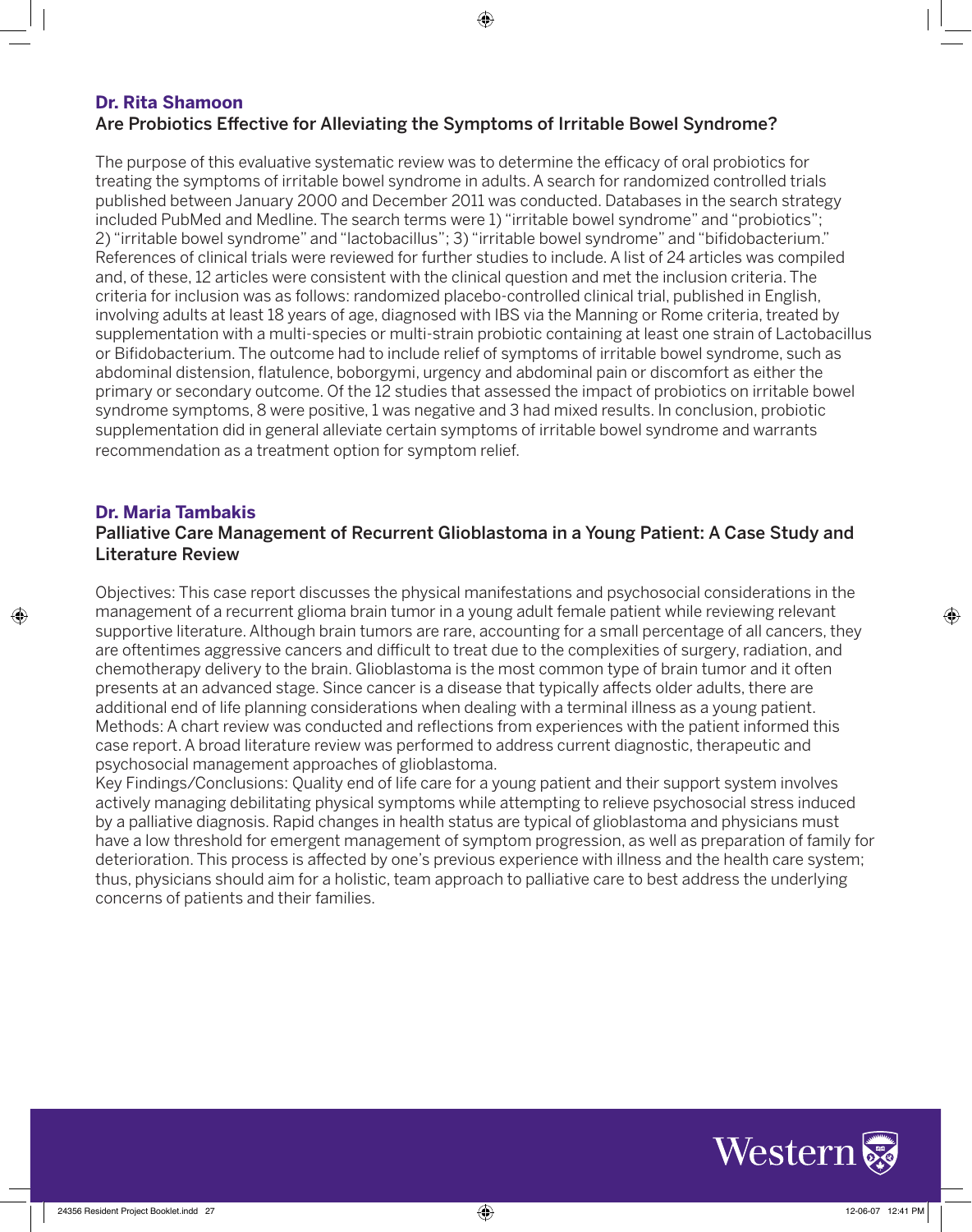## Dr. Rita Shamoon

### Are Probiotics Effective for Alleviating the Symptoms of Irritable Bowel Syndrome?

The purpose of this evaluative systematic review was to determine the efficacy of oral probiotics for treating the symptoms of irritable bowel syndrome in adults. A search for randomized controlled trials published between January 2000 and December 2011 was conducted. Databases in the search strategy included PubMed and Medline. The search terms were 1) "irritable bowel syndrome" and "probiotics"; 2) "irritable bowel syndrome" and "lactobacillus"; 3) "irritable bowel syndrome" and "bifidobacterium." References of clinical trials were reviewed for further studies to include. A list of 24 articles was compiled and, of these, 12 articles were consistent with the clinical question and met the inclusion criteria. The criteria for inclusion was as follows: randomized placebo-controlled clinical trial, published in English, involving adults at least 18 years of age, diagnosed with IBS via the Manning or Rome criteria, treated by supplementation with a multi-species or multi-strain probiotic containing at least one strain of Lactobacillus or Bifidobacterium. The outcome had to include relief of symptoms of irritable bowel syndrome, such as abdominal distension, flatulence, boborgymi, urgency and abdominal pain or discomfort as either the primary or secondary outcome. Of the 12 studies that assessed the impact of probiotics on irritable bowel syndrome symptoms, 8 were positive, 1 was negative and 3 had mixed results. In conclusion, probiotic supplementation did in general alleviate certain symptoms of irritable bowel syndrome and warrants recommendation as a treatment option for symptom relief.

## Dr. Maria Tambakis

### Palliative Care Management of Recurrent Glioblastoma in a Young Patient: A Case Study and Literature Review

Objectives: This case report discusses the physical manifestations and psychosocial considerations in the management of a recurrent glioma brain tumor in a young adult female patient while reviewing relevant supportive literature. Although brain tumors are rare, accounting for a small percentage of all cancers, they are oftentimes aggressive cancers and difficult to treat due to the complexities of surgery, radiation, and chemotherapy delivery to the brain. Glioblastoma is the most common type of brain tumor and it often presents at an advanced stage. Since cancer is a disease that typically affects older adults, there are additional end of life planning considerations when dealing with a terminal illness as a young patient.
Methods: A chart review was conducted and reflections from experiences with the patient informed this case report. A broad literature review was performed to address current diagnostic, therapeutic and psychosocial management approaches of glioblastoma.
Key Findings/Conclusions: Quality end of life care for a young patient and their support system involves actively managing debilitating physical symptoms while attempting to relieve psychosocial stress induced by a palliative diagnosis. Rapid changes in health status are typical of glioblastoma and physicians must have a low threshold for emergent management of symptom progression, as well as preparation of family for deterioration. This process is affected by one's previous experience with illness and the health care system; thus, physicians should aim for a holistic, team approach to palliative care to best address the underlying concerns of patients and their families.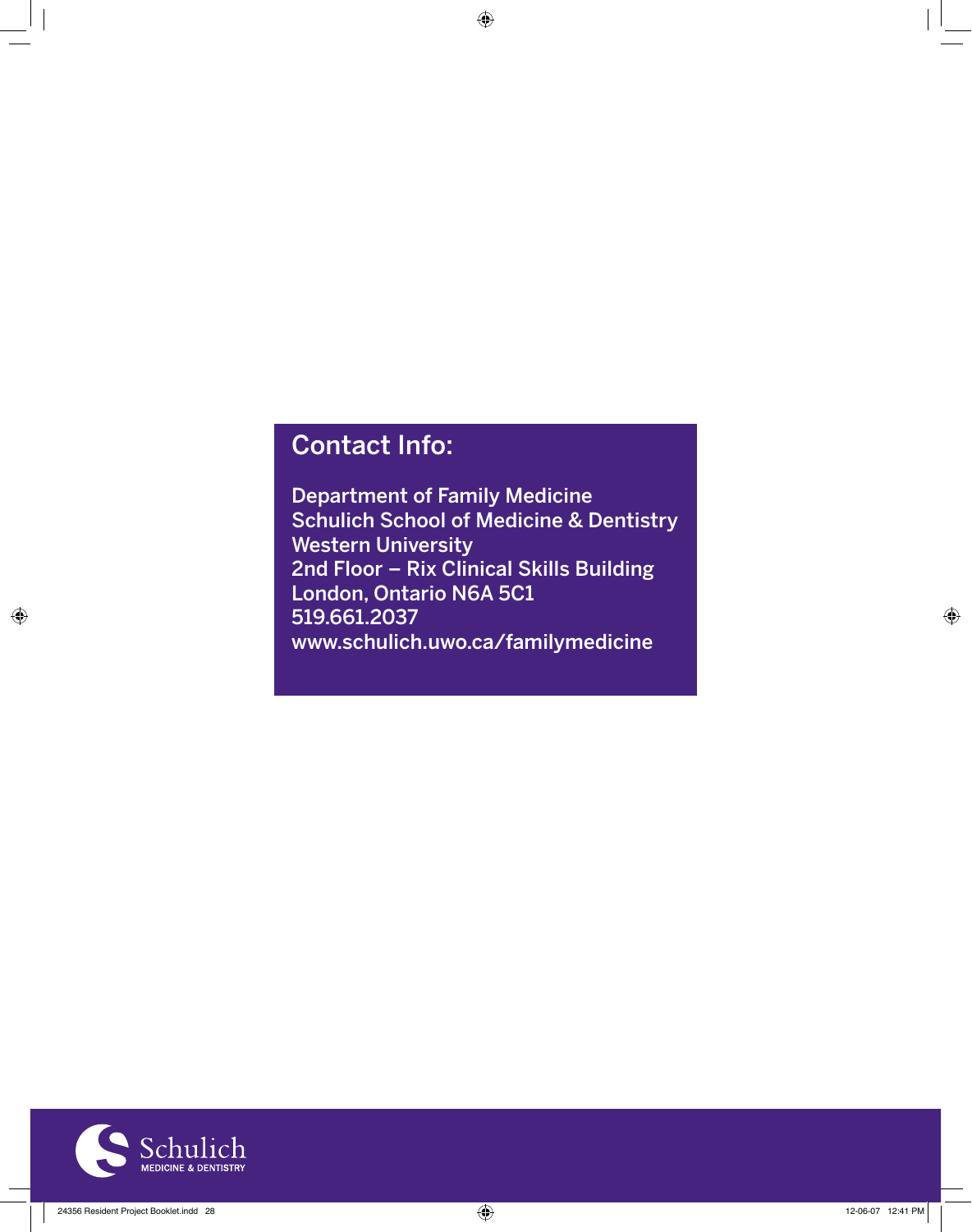## Contact Info:

Department of Family Medicine
Schulich School of Medicine & Dentistry
Western University
2nd Floor – Rix Clinical Skills Building
London, Ontario N6A 5C1
519.661.2037
www.schulich.uwo.ca/familymedicine

Schulich
MEDICINE & DENTISTRY